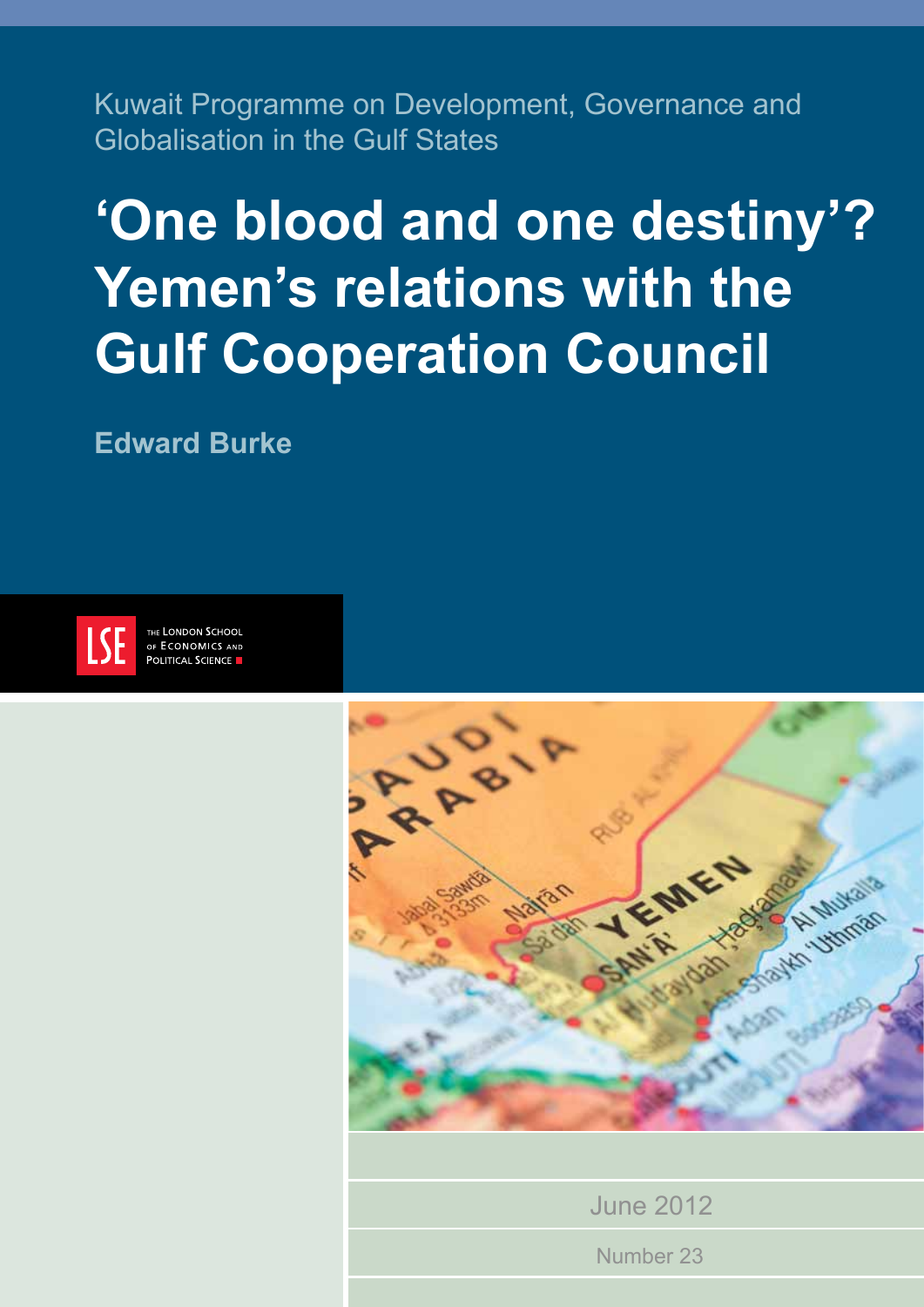Kuwait Programme on Development, Governance and Globalisation in the Gulf States

# 'One blood and one destiny'? Yemen's relations with the Gulf Cooperation Council

**Edward Burke**

The London School of Economics and Political Science

June 2012

Number 23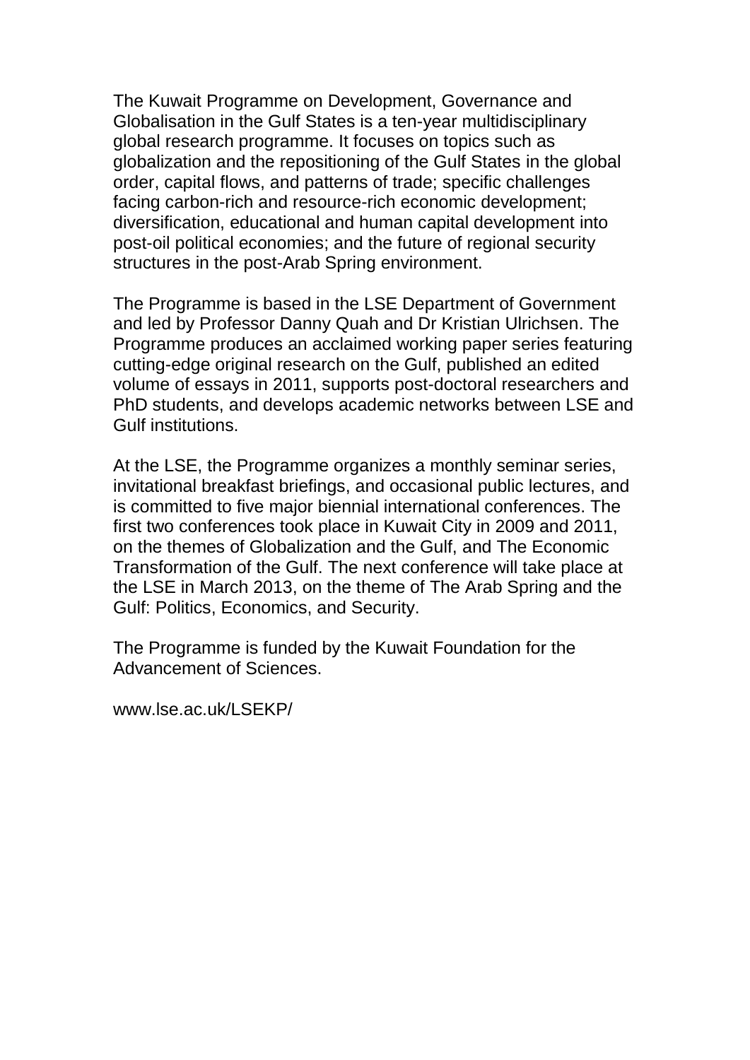The Kuwait Programme on Development, Governance and Globalisation in the Gulf States is a ten-year multidisciplinary global research programme. It focuses on topics such as globalization and the repositioning of the Gulf States in the global order, capital flows, and patterns of trade; specific challenges facing carbon-rich and resource-rich economic development; diversification, educational and human capital development into post-oil political economies; and the future of regional security structures in the post-Arab Spring environment.

The Programme is based in the LSE Department of Government and led by Professor Danny Quah and Dr Kristian Ulrichsen. The Programme produces an acclaimed working paper series featuring cutting-edge original research on the Gulf, published an edited volume of essays in 2011, supports post-doctoral researchers and PhD students, and develops academic networks between LSE and Gulf institutions.

At the LSE, the Programme organizes a monthly seminar series, invitational breakfast briefings, and occasional public lectures, and is committed to five major biennial international conferences. The first two conferences took place in Kuwait City in 2009 and 2011, on the themes of Globalization and the Gulf, and The Economic Transformation of the Gulf. The next conference will take place at the LSE in March 2013, on the theme of The Arab Spring and the Gulf: Politics, Economics, and Security.

The Programme is funded by the Kuwait Foundation for the Advancement of Sciences.

www.lse.ac.uk/LSEKP/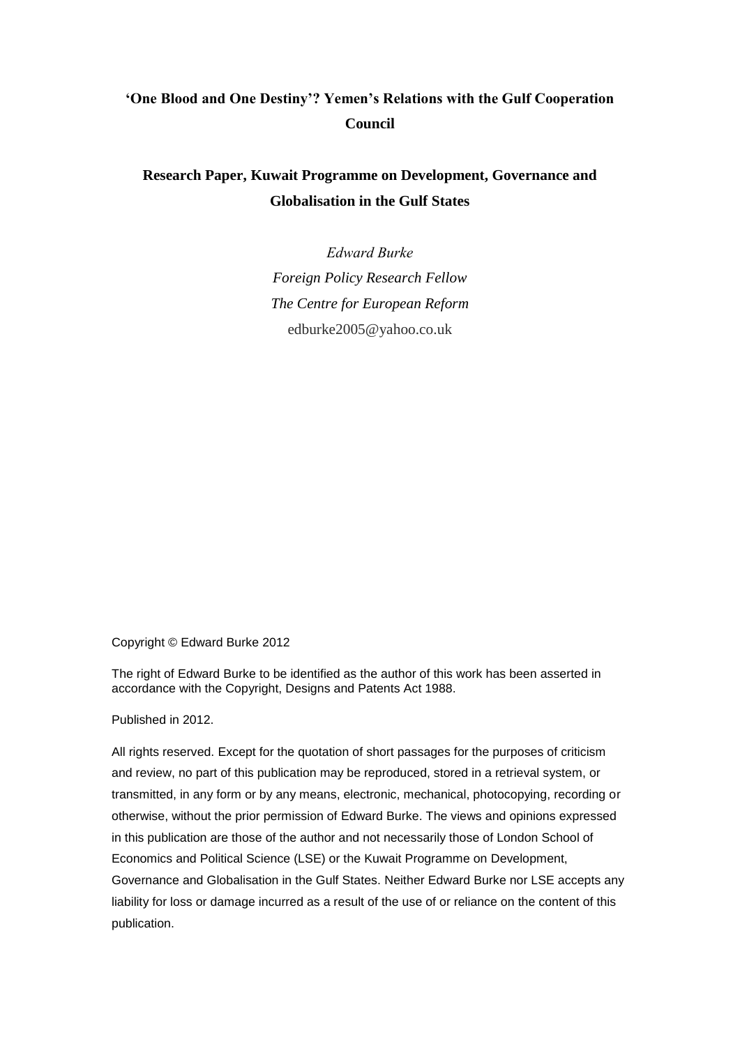# 'One Blood and One Destiny'? Yemen's Relations with the Gulf Cooperation Council

## Research Paper, Kuwait Programme on Development, Governance and Globalisation in the Gulf States

*Edward Burke*
*Foreign Policy Research Fellow*
*The Centre for European Reform*
edburke2005@yahoo.co.uk

Copyright © Edward Burke 2012

The right of Edward Burke to be identified as the author of this work has been asserted in accordance with the Copyright, Designs and Patents Act 1988.

Published in 2012.

All rights reserved. Except for the quotation of short passages for the purposes of criticism and review, no part of this publication may be reproduced, stored in a retrieval system, or transmitted, in any form or by any means, electronic, mechanical, photocopying, recording or otherwise, without the prior permission of Edward Burke. The views and opinions expressed in this publication are those of the author and not necessarily those of London School of Economics and Political Science (LSE) or the Kuwait Programme on Development, Governance and Globalisation in the Gulf States. Neither Edward Burke nor LSE accepts any liability for loss or damage incurred as a result of the use of or reliance on the content of this publication.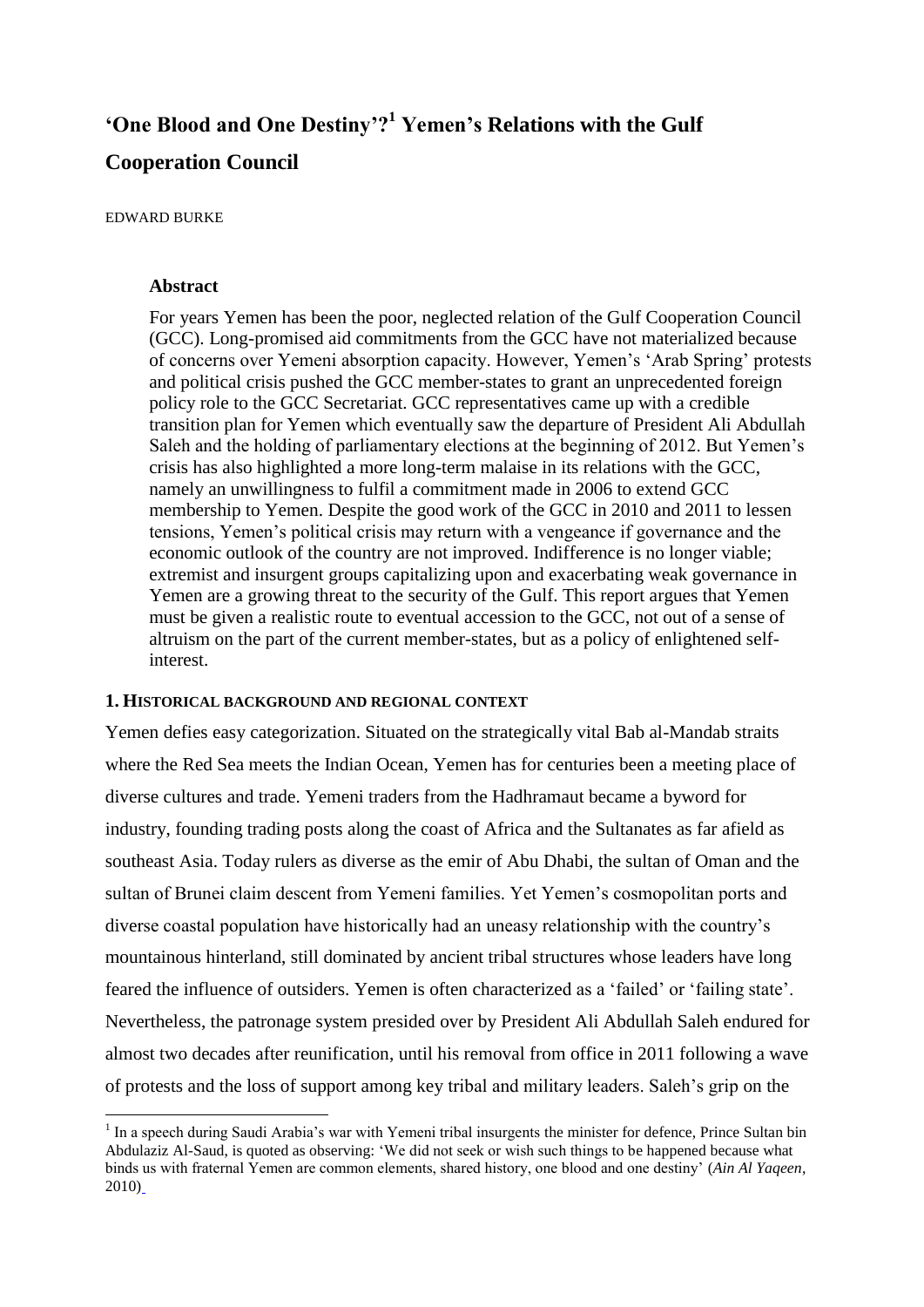# ‘One Blood and One Destiny’?[1] Yemen’s Relations with the Gulf Cooperation Council

EDWARD BURKE

### Abstract

For years Yemen has been the poor, neglected relation of the Gulf Cooperation Council (GCC). Long-promised aid commitments from the GCC have not materialized because of concerns over Yemeni absorption capacity. However, Yemen’s ‘Arab Spring’ protests and political crisis pushed the GCC member-states to grant an unprecedented foreign policy role to the GCC Secretariat. GCC representatives came up with a credible transition plan for Yemen which eventually saw the departure of President Ali Abdullah Saleh and the holding of parliamentary elections at the beginning of 2012. But Yemen’s crisis has also highlighted a more long-term malaise in its relations with the GCC, namely an unwillingness to fulfil a commitment made in 2006 to extend GCC membership to Yemen. Despite the good work of the GCC in 2010 and 2011 to lessen tensions, Yemen’s political crisis may return with a vengeance if governance and the economic outlook of the country are not improved. Indifference is no longer viable; extremist and insurgent groups capitalizing upon and exacerbating weak governance in Yemen are a growing threat to the security of the Gulf. This report argues that Yemen must be given a realistic route to eventual accession to the GCC, not out of a sense of altruism on the part of the current member-states, but as a policy of enlightened self-interest.

## 1. HISTORICAL BACKGROUND AND REGIONAL CONTEXT

Yemen defies easy categorization. Situated on the strategically vital Bab al-Mandab straits where the Red Sea meets the Indian Ocean, Yemen has for centuries been a meeting place of diverse cultures and trade. Yemeni traders from the Hadhramaut became a byword for industry, founding trading posts along the coast of Africa and the Sultanates as far afield as southeast Asia. Today rulers as diverse as the emir of Abu Dhabi, the sultan of Oman and the sultan of Brunei claim descent from Yemeni families. Yet Yemen’s cosmopolitan ports and diverse coastal population have historically had an uneasy relationship with the country’s mountainous hinterland, still dominated by ancient tribal structures whose leaders have long feared the influence of outsiders. Yemen is often characterized as a ‘failed’ or ‘failing state’. Nevertheless, the patronage system presided over by President Ali Abdullah Saleh endured for almost two decades after reunification, until his removal from office in 2011 following a wave of protests and the loss of support among key tribal and military leaders. Saleh’s grip on the

---

[1] In a speech during Saudi Arabia’s war with Yemeni tribal insurgents the minister for defence, Prince Sultan bin Abdulaziz Al-Saud, is quoted as observing: ‘We did not seek or wish such things to be happened because what binds us with fraternal Yemen are common elements, shared history, one blood and one destiny’ (*Ain Al Yaqeen*, 2010)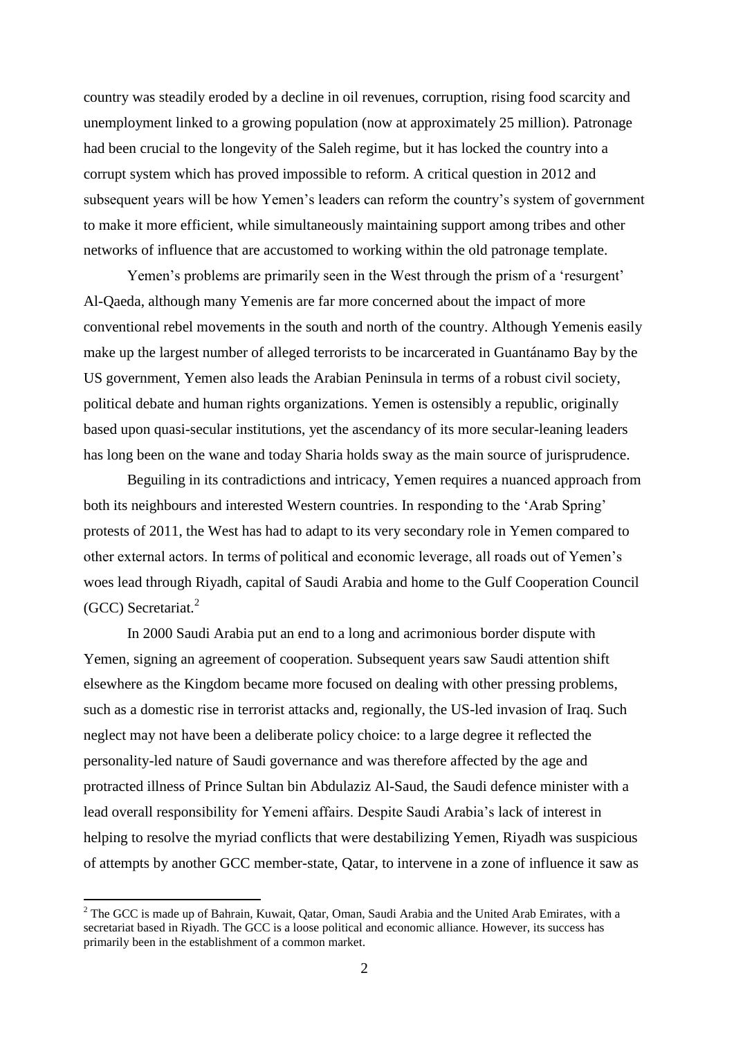country was steadily eroded by a decline in oil revenues, corruption, rising food scarcity and unemployment linked to a growing population (now at approximately 25 million). Patronage had been crucial to the longevity of the Saleh regime, but it has locked the country into a corrupt system which has proved impossible to reform. A critical question in 2012 and subsequent years will be how Yemen's leaders can reform the country's system of government to make it more efficient, while simultaneously maintaining support among tribes and other networks of influence that are accustomed to working within the old patronage template.

Yemen's problems are primarily seen in the West through the prism of a 'resurgent' Al-Qaeda, although many Yemenis are far more concerned about the impact of more conventional rebel movements in the south and north of the country. Although Yemenis easily make up the largest number of alleged terrorists to be incarcerated in Guantánamo Bay by the US government, Yemen also leads the Arabian Peninsula in terms of a robust civil society, political debate and human rights organizations. Yemen is ostensibly a republic, originally based upon quasi-secular institutions, yet the ascendancy of its more secular-leaning leaders has long been on the wane and today Sharia holds sway as the main source of jurisprudence.

Beguiling in its contradictions and intricacy, Yemen requires a nuanced approach from both its neighbours and interested Western countries. In responding to the 'Arab Spring' protests of 2011, the West has had to adapt to its very secondary role in Yemen compared to other external actors. In terms of political and economic leverage, all roads out of Yemen's woes lead through Riyadh, capital of Saudi Arabia and home to the Gulf Cooperation Council (GCC) Secretariat.[2]

In 2000 Saudi Arabia put an end to a long and acrimonious border dispute with Yemen, signing an agreement of cooperation. Subsequent years saw Saudi attention shift elsewhere as the Kingdom became more focused on dealing with other pressing problems, such as a domestic rise in terrorist attacks and, regionally, the US-led invasion of Iraq. Such neglect may not have been a deliberate policy choice: to a large degree it reflected the personality-led nature of Saudi governance and was therefore affected by the age and protracted illness of Prince Sultan bin Abdulaziz Al-Saud, the Saudi defence minister with a lead overall responsibility for Yemeni affairs. Despite Saudi Arabia's lack of interest in helping to resolve the myriad conflicts that were destabilizing Yemen, Riyadh was suspicious of attempts by another GCC member-state, Qatar, to intervene in a zone of influence it saw as

[2] The GCC is made up of Bahrain, Kuwait, Qatar, Oman, Saudi Arabia and the United Arab Emirates, with a secretariat based in Riyadh. The GCC is a loose political and economic alliance. However, its success has primarily been in the establishment of a common market.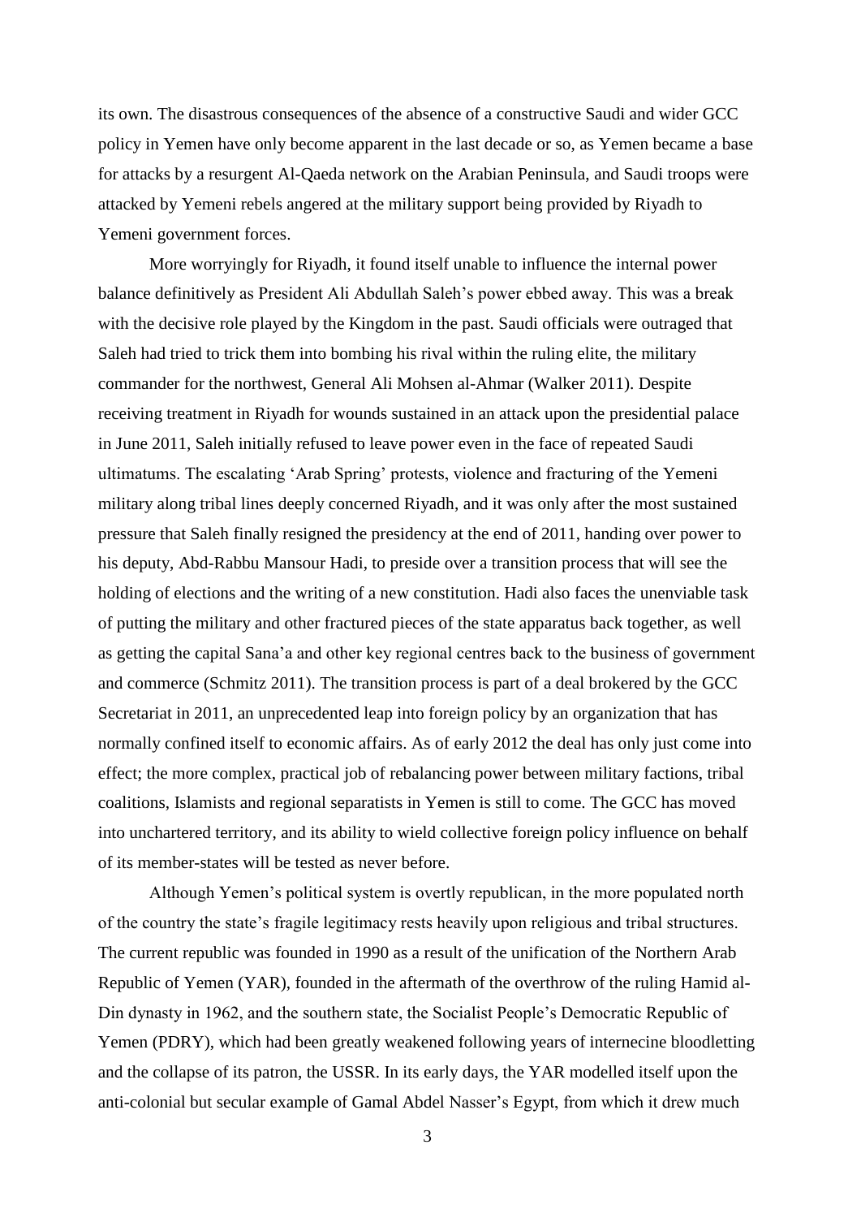its own. The disastrous consequences of the absence of a constructive Saudi and wider GCC policy in Yemen have only become apparent in the last decade or so, as Yemen became a base for attacks by a resurgent Al-Qaeda network on the Arabian Peninsula, and Saudi troops were attacked by Yemeni rebels angered at the military support being provided by Riyadh to Yemeni government forces.

More worryingly for Riyadh, it found itself unable to influence the internal power balance definitively as President Ali Abdullah Saleh's power ebbed away. This was a break with the decisive role played by the Kingdom in the past. Saudi officials were outraged that Saleh had tried to trick them into bombing his rival within the ruling elite, the military commander for the northwest, General Ali Mohsen al-Ahmar (Walker 2011). Despite receiving treatment in Riyadh for wounds sustained in an attack upon the presidential palace in June 2011, Saleh initially refused to leave power even in the face of repeated Saudi ultimatums. The escalating 'Arab Spring' protests, violence and fracturing of the Yemeni military along tribal lines deeply concerned Riyadh, and it was only after the most sustained pressure that Saleh finally resigned the presidency at the end of 2011, handing over power to his deputy, Abd-Rabbu Mansour Hadi, to preside over a transition process that will see the holding of elections and the writing of a new constitution. Hadi also faces the unenviable task of putting the military and other fractured pieces of the state apparatus back together, as well as getting the capital Sana'a and other key regional centres back to the business of government and commerce (Schmitz 2011). The transition process is part of a deal brokered by the GCC Secretariat in 2011, an unprecedented leap into foreign policy by an organization that has normally confined itself to economic affairs. As of early 2012 the deal has only just come into effect; the more complex, practical job of rebalancing power between military factions, tribal coalitions, Islamists and regional separatists in Yemen is still to come. The GCC has moved into unchartered territory, and its ability to wield collective foreign policy influence on behalf of its member-states will be tested as never before.

Although Yemen's political system is overtly republican, in the more populated north of the country the state's fragile legitimacy rests heavily upon religious and tribal structures. The current republic was founded in 1990 as a result of the unification of the Northern Arab Republic of Yemen (YAR), founded in the aftermath of the overthrow of the ruling Hamid al-Din dynasty in 1962, and the southern state, the Socialist People's Democratic Republic of Yemen (PDRY), which had been greatly weakened following years of internecine bloodletting and the collapse of its patron, the USSR. In its early days, the YAR modelled itself upon the anti-colonial but secular example of Gamal Abdel Nasser's Egypt, from which it drew much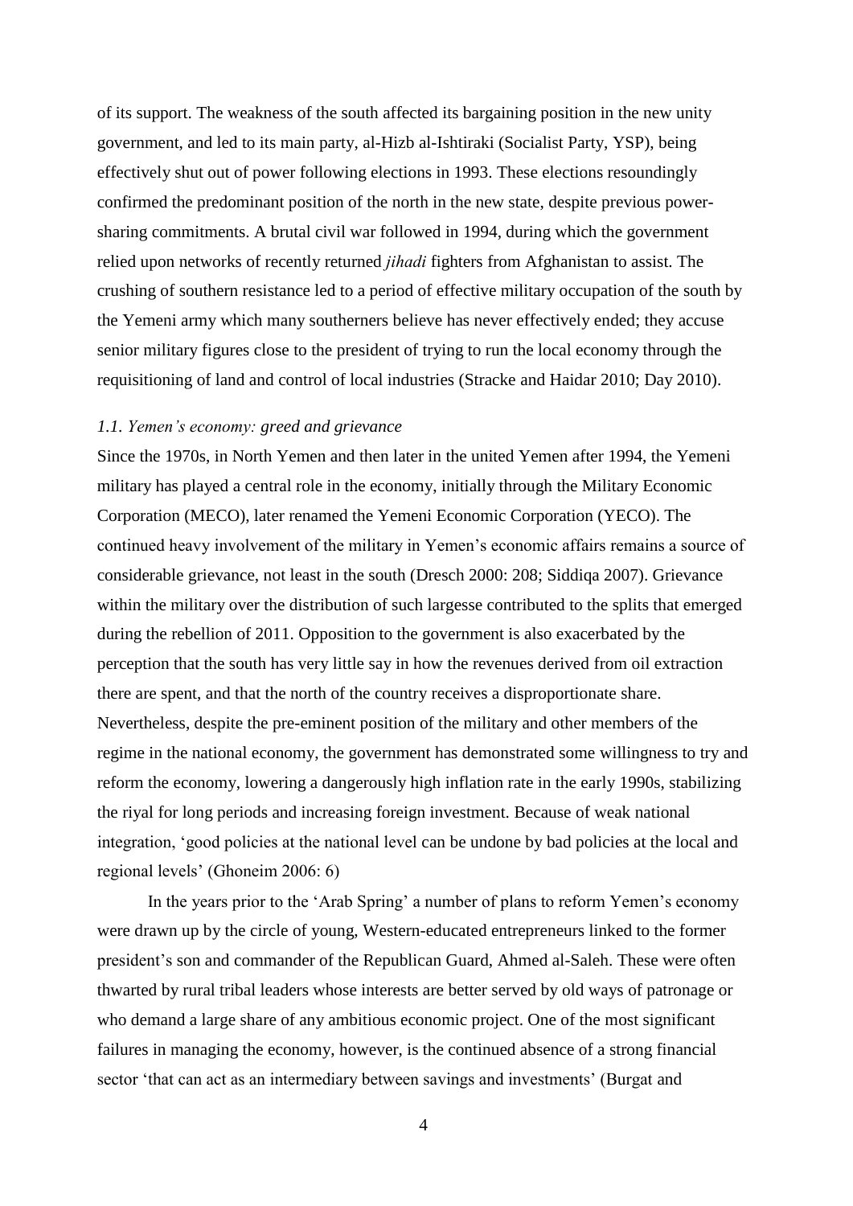of its support. The weakness of the south affected its bargaining position in the new unity government, and led to its main party, al-Hizb al-Ishtiraki (Socialist Party, YSP), being effectively shut out of power following elections in 1993. These elections resoundingly confirmed the predominant position of the north in the new state, despite previous power-sharing commitments. A brutal civil war followed in 1994, during which the government relied upon networks of recently returned *jihadi* fighters from Afghanistan to assist. The crushing of southern resistance led to a period of effective military occupation of the south by the Yemeni army which many southerners believe has never effectively ended; they accuse senior military figures close to the president of trying to run the local economy through the requisitioning of land and control of local industries (Stracke and Haidar 2010; Day 2010).

### *1.1. Yemen's economy: greed and grievance*

Since the 1970s, in North Yemen and then later in the united Yemen after 1994, the Yemeni military has played a central role in the economy, initially through the Military Economic Corporation (MECO), later renamed the Yemeni Economic Corporation (YECO). The continued heavy involvement of the military in Yemen's economic affairs remains a source of considerable grievance, not least in the south (Dresch 2000: 208; Siddiqa 2007). Grievance within the military over the distribution of such largesse contributed to the splits that emerged during the rebellion of 2011. Opposition to the government is also exacerbated by the perception that the south has very little say in how the revenues derived from oil extraction there are spent, and that the north of the country receives a disproportionate share. Nevertheless, despite the pre-eminent position of the military and other members of the regime in the national economy, the government has demonstrated some willingness to try and reform the economy, lowering a dangerously high inflation rate in the early 1990s, stabilizing the riyal for long periods and increasing foreign investment. Because of weak national integration, 'good policies at the national level can be undone by bad policies at the local and regional levels' (Ghoneim 2006: 6)

In the years prior to the 'Arab Spring' a number of plans to reform Yemen's economy were drawn up by the circle of young, Western-educated entrepreneurs linked to the former president's son and commander of the Republican Guard, Ahmed al-Saleh. These were often thwarted by rural tribal leaders whose interests are better served by old ways of patronage or who demand a large share of any ambitious economic project. One of the most significant failures in managing the economy, however, is the continued absence of a strong financial sector 'that can act as an intermediary between savings and investments' (Burgat and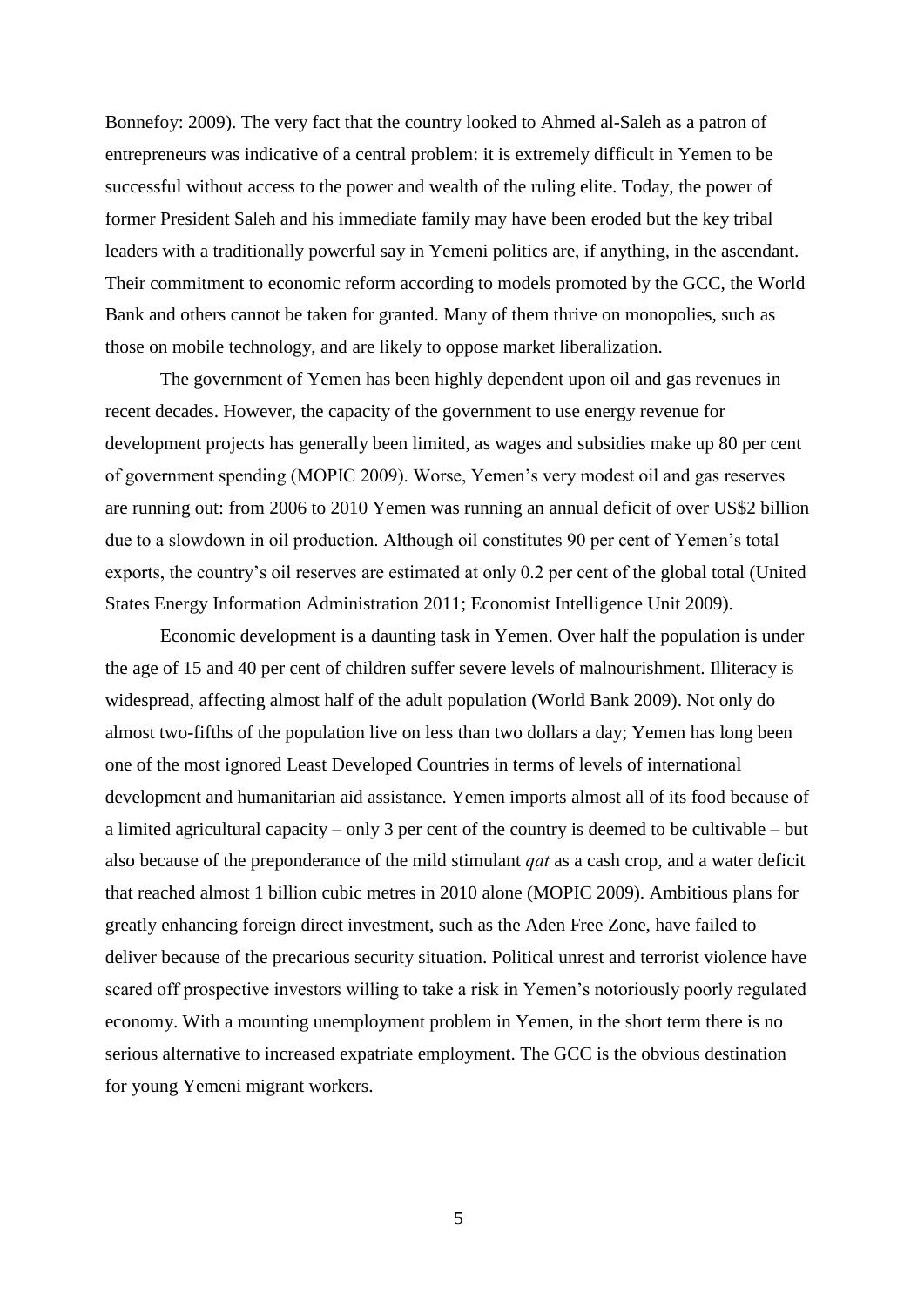Bonnefoy: 2009). The very fact that the country looked to Ahmed al-Saleh as a patron of entrepreneurs was indicative of a central problem: it is extremely difficult in Yemen to be successful without access to the power and wealth of the ruling elite. Today, the power of former President Saleh and his immediate family may have been eroded but the key tribal leaders with a traditionally powerful say in Yemeni politics are, if anything, in the ascendant. Their commitment to economic reform according to models promoted by the GCC, the World Bank and others cannot be taken for granted. Many of them thrive on monopolies, such as those on mobile technology, and are likely to oppose market liberalization.

The government of Yemen has been highly dependent upon oil and gas revenues in recent decades. However, the capacity of the government to use energy revenue for development projects has generally been limited, as wages and subsidies make up 80 per cent of government spending (MOPIC 2009). Worse, Yemen's very modest oil and gas reserves are running out: from 2006 to 2010 Yemen was running an annual deficit of over US$2 billion due to a slowdown in oil production. Although oil constitutes 90 per cent of Yemen's total exports, the country's oil reserves are estimated at only 0.2 per cent of the global total (United States Energy Information Administration 2011; Economist Intelligence Unit 2009).

Economic development is a daunting task in Yemen. Over half the population is under the age of 15 and 40 per cent of children suffer severe levels of malnourishment. Illiteracy is widespread, affecting almost half of the adult population (World Bank 2009). Not only do almost two-fifths of the population live on less than two dollars a day; Yemen has long been one of the most ignored Least Developed Countries in terms of levels of international development and humanitarian aid assistance. Yemen imports almost all of its food because of a limited agricultural capacity – only 3 per cent of the country is deemed to be cultivable – but also because of the preponderance of the mild stimulant *qat* as a cash crop, and a water deficit that reached almost 1 billion cubic metres in 2010 alone (MOPIC 2009). Ambitious plans for greatly enhancing foreign direct investment, such as the Aden Free Zone, have failed to deliver because of the precarious security situation. Political unrest and terrorist violence have scared off prospective investors willing to take a risk in Yemen's notoriously poorly regulated economy. With a mounting unemployment problem in Yemen, in the short term there is no serious alternative to increased expatriate employment. The GCC is the obvious destination for young Yemeni migrant workers.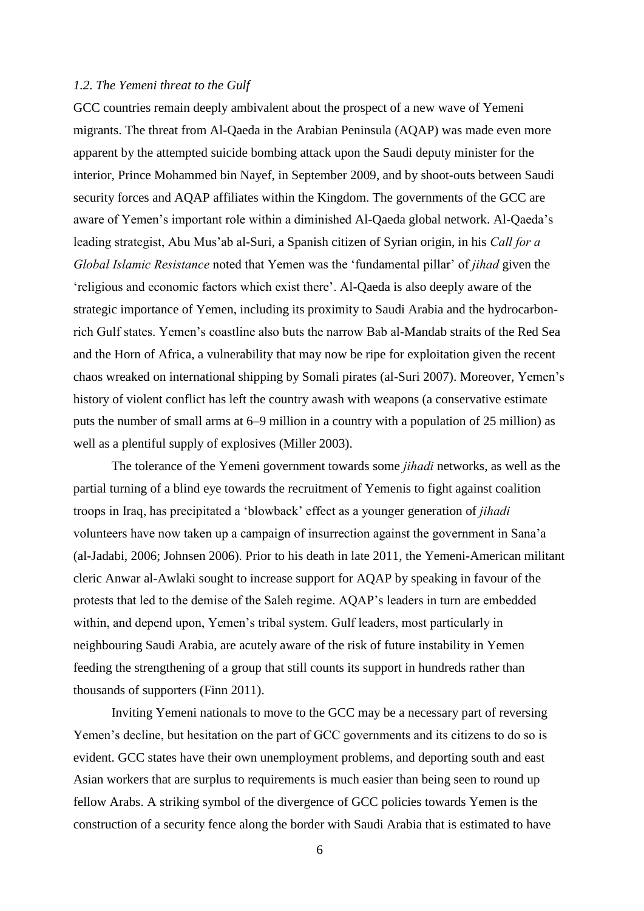### *1.2. The Yemeni threat to the Gulf*

GCC countries remain deeply ambivalent about the prospect of a new wave of Yemeni migrants. The threat from Al-Qaeda in the Arabian Peninsula (AQAP) was made even more apparent by the attempted suicide bombing attack upon the Saudi deputy minister for the interior, Prince Mohammed bin Nayef, in September 2009, and by shoot-outs between Saudi security forces and AQAP affiliates within the Kingdom. The governments of the GCC are aware of Yemen's important role within a diminished Al-Qaeda global network. Al-Qaeda's leading strategist, Abu Mus'ab al-Suri, a Spanish citizen of Syrian origin, in his *Call for a Global Islamic Resistance* noted that Yemen was the 'fundamental pillar' of *jihad* given the 'religious and economic factors which exist there'. Al-Qaeda is also deeply aware of the strategic importance of Yemen, including its proximity to Saudi Arabia and the hydrocarbon-rich Gulf states. Yemen's coastline also buts the narrow Bab al-Mandab straits of the Red Sea and the Horn of Africa, a vulnerability that may now be ripe for exploitation given the recent chaos wreaked on international shipping by Somali pirates (al-Suri 2007). Moreover, Yemen's history of violent conflict has left the country awash with weapons (a conservative estimate puts the number of small arms at 6–9 million in a country with a population of 25 million) as well as a plentiful supply of explosives (Miller 2003).

The tolerance of the Yemeni government towards some *jihadi* networks, as well as the partial turning of a blind eye towards the recruitment of Yemenis to fight against coalition troops in Iraq, has precipitated a 'blowback' effect as a younger generation of *jihadi* volunteers have now taken up a campaign of insurrection against the government in Sana'a (al-Jadabi, 2006; Johnsen 2006). Prior to his death in late 2011, the Yemeni-American militant cleric Anwar al-Awlaki sought to increase support for AQAP by speaking in favour of the protests that led to the demise of the Saleh regime. AQAP's leaders in turn are embedded within, and depend upon, Yemen's tribal system. Gulf leaders, most particularly in neighbouring Saudi Arabia, are acutely aware of the risk of future instability in Yemen feeding the strengthening of a group that still counts its support in hundreds rather than thousands of supporters (Finn 2011).

Inviting Yemeni nationals to move to the GCC may be a necessary part of reversing Yemen's decline, but hesitation on the part of GCC governments and its citizens to do so is evident. GCC states have their own unemployment problems, and deporting south and east Asian workers that are surplus to requirements is much easier than being seen to round up fellow Arabs. A striking symbol of the divergence of GCC policies towards Yemen is the construction of a security fence along the border with Saudi Arabia that is estimated to have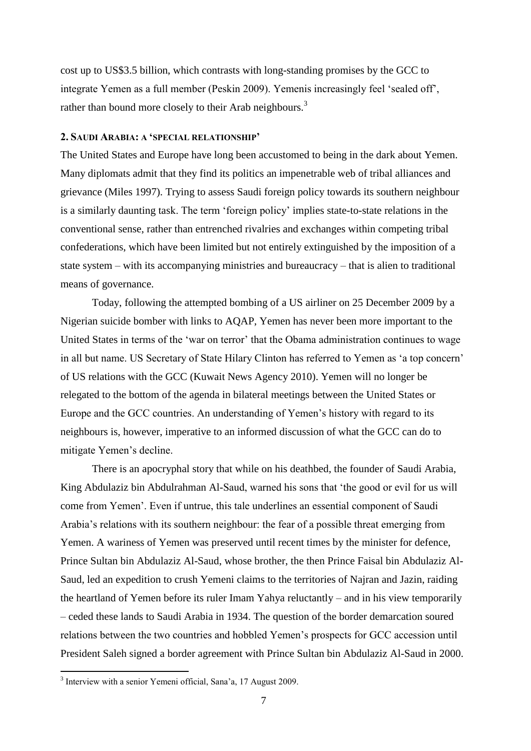cost up to US$3.5 billion, which contrasts with long-standing promises by the GCC to integrate Yemen as a full member (Peskin 2009). Yemenis increasingly feel 'sealed off', rather than bound more closely to their Arab neighbours.[3]

## 2. Saudi Arabia: a 'special relationship'

The United States and Europe have long been accustomed to being in the dark about Yemen. Many diplomats admit that they find its politics an impenetrable web of tribal alliances and grievance (Miles 1997). Trying to assess Saudi foreign policy towards its southern neighbour is a similarly daunting task. The term 'foreign policy' implies state-to-state relations in the conventional sense, rather than entrenched rivalries and exchanges within competing tribal confederations, which have been limited but not entirely extinguished by the imposition of a state system – with its accompanying ministries and bureaucracy – that is alien to traditional means of governance.

Today, following the attempted bombing of a US airliner on 25 December 2009 by a Nigerian suicide bomber with links to AQAP, Yemen has never been more important to the United States in terms of the 'war on terror' that the Obama administration continues to wage in all but name. US Secretary of State Hilary Clinton has referred to Yemen as 'a top concern' of US relations with the GCC (Kuwait News Agency 2010). Yemen will no longer be relegated to the bottom of the agenda in bilateral meetings between the United States or Europe and the GCC countries. An understanding of Yemen's history with regard to its neighbours is, however, imperative to an informed discussion of what the GCC can do to mitigate Yemen's decline.

There is an apocryphal story that while on his deathbed, the founder of Saudi Arabia, King Abdulaziz bin Abdulrahman Al-Saud, warned his sons that 'the good or evil for us will come from Yemen'. Even if untrue, this tale underlines an essential component of Saudi Arabia's relations with its southern neighbour: the fear of a possible threat emerging from Yemen. A wariness of Yemen was preserved until recent times by the minister for defence, Prince Sultan bin Abdulaziz Al-Saud, whose brother, the then Prince Faisal bin Abdulaziz Al-Saud, led an expedition to crush Yemeni claims to the territories of Najran and Jazin, raiding the heartland of Yemen before its ruler Imam Yahya reluctantly – and in his view temporarily – ceded these lands to Saudi Arabia in 1934. The question of the border demarcation soured relations between the two countries and hobbled Yemen's prospects for GCC accession until President Saleh signed a border agreement with Prince Sultan bin Abdulaziz Al-Saud in 2000.

[3] Interview with a senior Yemeni official, Sana'a, 17 August 2009.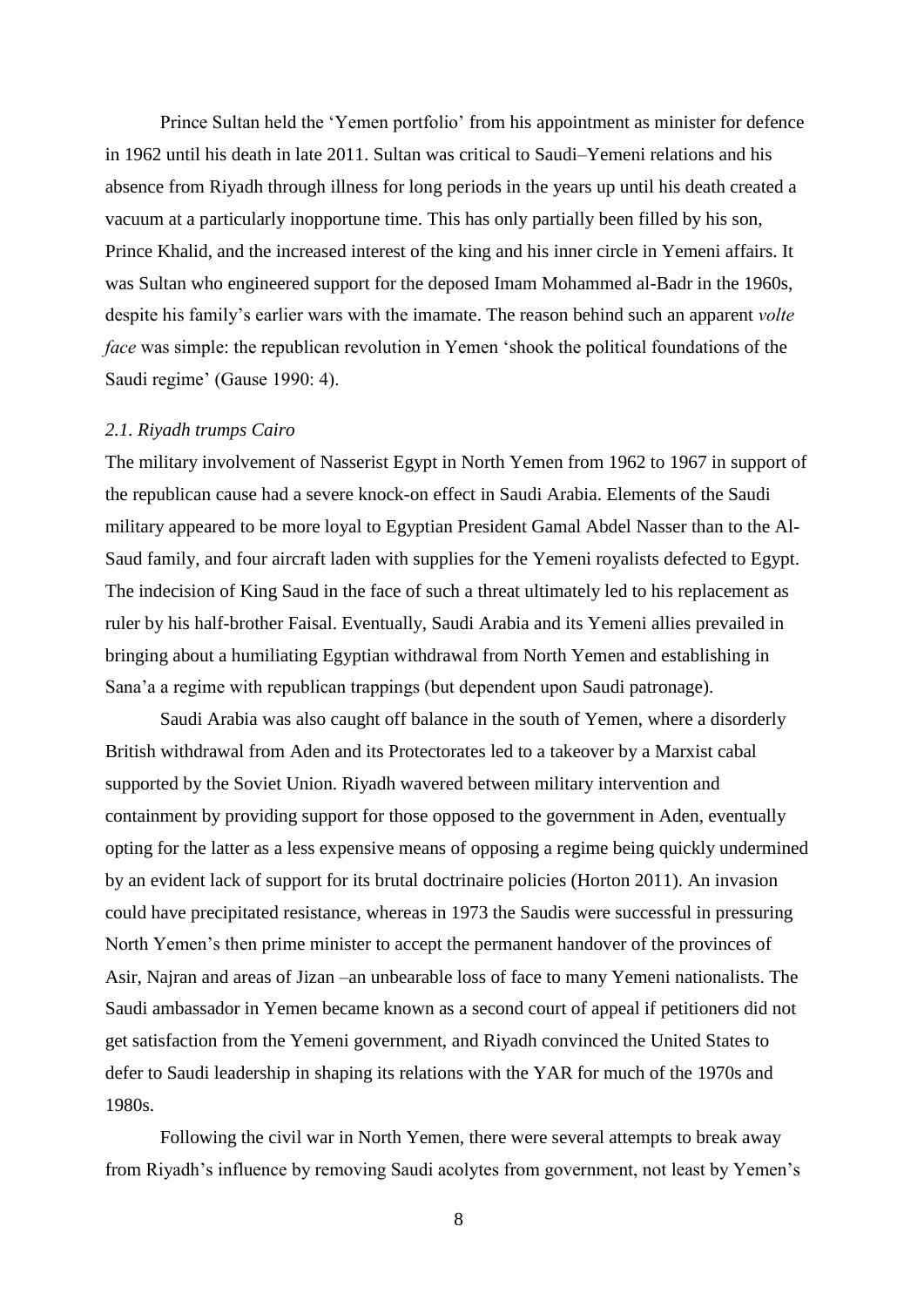Prince Sultan held the 'Yemen portfolio' from his appointment as minister for defence in 1962 until his death in late 2011. Sultan was critical to Saudi–Yemeni relations and his absence from Riyadh through illness for long periods in the years up until his death created a vacuum at a particularly inopportune time. This has only partially been filled by his son, Prince Khalid, and the increased interest of the king and his inner circle in Yemeni affairs. It was Sultan who engineered support for the deposed Imam Mohammed al-Badr in the 1960s, despite his family's earlier wars with the imamate. The reason behind such an apparent *volte face* was simple: the republican revolution in Yemen 'shook the political foundations of the Saudi regime' (Gause 1990: 4).

### *2.1. Riyadh trumps Cairo*

The military involvement of Nasserist Egypt in North Yemen from 1962 to 1967 in support of the republican cause had a severe knock-on effect in Saudi Arabia. Elements of the Saudi military appeared to be more loyal to Egyptian President Gamal Abdel Nasser than to the Al-Saud family, and four aircraft laden with supplies for the Yemeni royalists defected to Egypt. The indecision of King Saud in the face of such a threat ultimately led to his replacement as ruler by his half-brother Faisal. Eventually, Saudi Arabia and its Yemeni allies prevailed in bringing about a humiliating Egyptian withdrawal from North Yemen and establishing in Sana'a a regime with republican trappings (but dependent upon Saudi patronage).

Saudi Arabia was also caught off balance in the south of Yemen, where a disorderly British withdrawal from Aden and its Protectorates led to a takeover by a Marxist cabal supported by the Soviet Union. Riyadh wavered between military intervention and containment by providing support for those opposed to the government in Aden, eventually opting for the latter as a less expensive means of opposing a regime being quickly undermined by an evident lack of support for its brutal doctrinaire policies (Horton 2011). An invasion could have precipitated resistance, whereas in 1973 the Saudis were successful in pressuring North Yemen's then prime minister to accept the permanent handover of the provinces of Asir, Najran and areas of Jizan –an unbearable loss of face to many Yemeni nationalists. The Saudi ambassador in Yemen became known as a second court of appeal if petitioners did not get satisfaction from the Yemeni government, and Riyadh convinced the United States to defer to Saudi leadership in shaping its relations with the YAR for much of the 1970s and 1980s.

Following the civil war in North Yemen, there were several attempts to break away from Riyadh's influence by removing Saudi acolytes from government, not least by Yemen's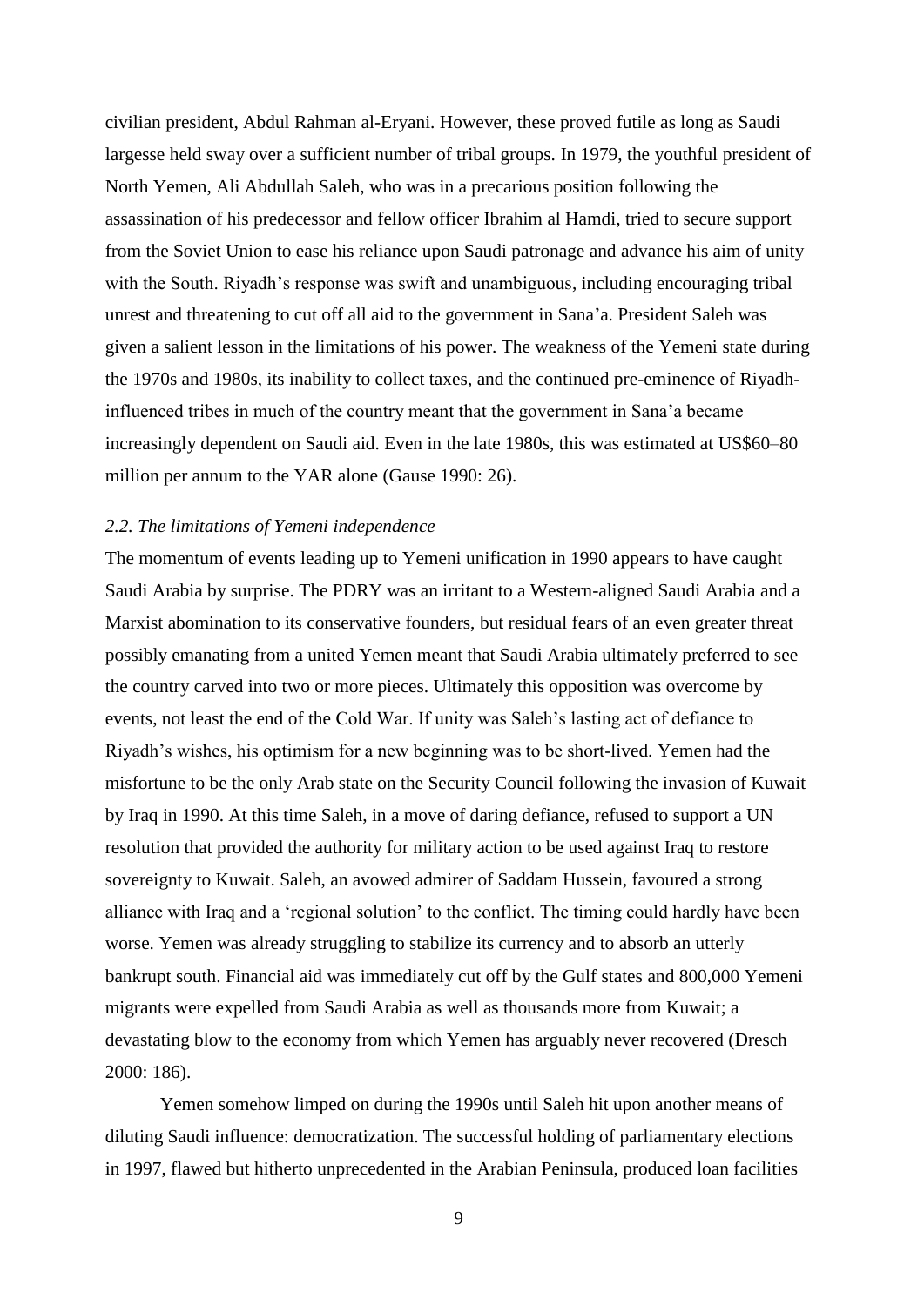civilian president, Abdul Rahman al-Eryani. However, these proved futile as long as Saudi largesse held sway over a sufficient number of tribal groups. In 1979, the youthful president of North Yemen, Ali Abdullah Saleh, who was in a precarious position following the assassination of his predecessor and fellow officer Ibrahim al Hamdi, tried to secure support from the Soviet Union to ease his reliance upon Saudi patronage and advance his aim of unity with the South. Riyadh's response was swift and unambiguous, including encouraging tribal unrest and threatening to cut off all aid to the government in Sana'a. President Saleh was given a salient lesson in the limitations of his power. The weakness of the Yemeni state during the 1970s and 1980s, its inability to collect taxes, and the continued pre-eminence of Riyadh-influenced tribes in much of the country meant that the government in Sana'a became increasingly dependent on Saudi aid. Even in the late 1980s, this was estimated at US$60–80 million per annum to the YAR alone (Gause 1990: 26).

### *2.2. The limitations of Yemeni independence*

The momentum of events leading up to Yemeni unification in 1990 appears to have caught Saudi Arabia by surprise. The PDRY was an irritant to a Western-aligned Saudi Arabia and a Marxist abomination to its conservative founders, but residual fears of an even greater threat possibly emanating from a united Yemen meant that Saudi Arabia ultimately preferred to see the country carved into two or more pieces. Ultimately this opposition was overcome by events, not least the end of the Cold War. If unity was Saleh's lasting act of defiance to Riyadh's wishes, his optimism for a new beginning was to be short-lived. Yemen had the misfortune to be the only Arab state on the Security Council following the invasion of Kuwait by Iraq in 1990. At this time Saleh, in a move of daring defiance, refused to support a UN resolution that provided the authority for military action to be used against Iraq to restore sovereignty to Kuwait. Saleh, an avowed admirer of Saddam Hussein, favoured a strong alliance with Iraq and a 'regional solution' to the conflict. The timing could hardly have been worse. Yemen was already struggling to stabilize its currency and to absorb an utterly bankrupt south. Financial aid was immediately cut off by the Gulf states and 800,000 Yemeni migrants were expelled from Saudi Arabia as well as thousands more from Kuwait; a devastating blow to the economy from which Yemen has arguably never recovered (Dresch 2000: 186).

Yemen somehow limped on during the 1990s until Saleh hit upon another means of diluting Saudi influence: democratization. The successful holding of parliamentary elections in 1997, flawed but hitherto unprecedented in the Arabian Peninsula, produced loan facilities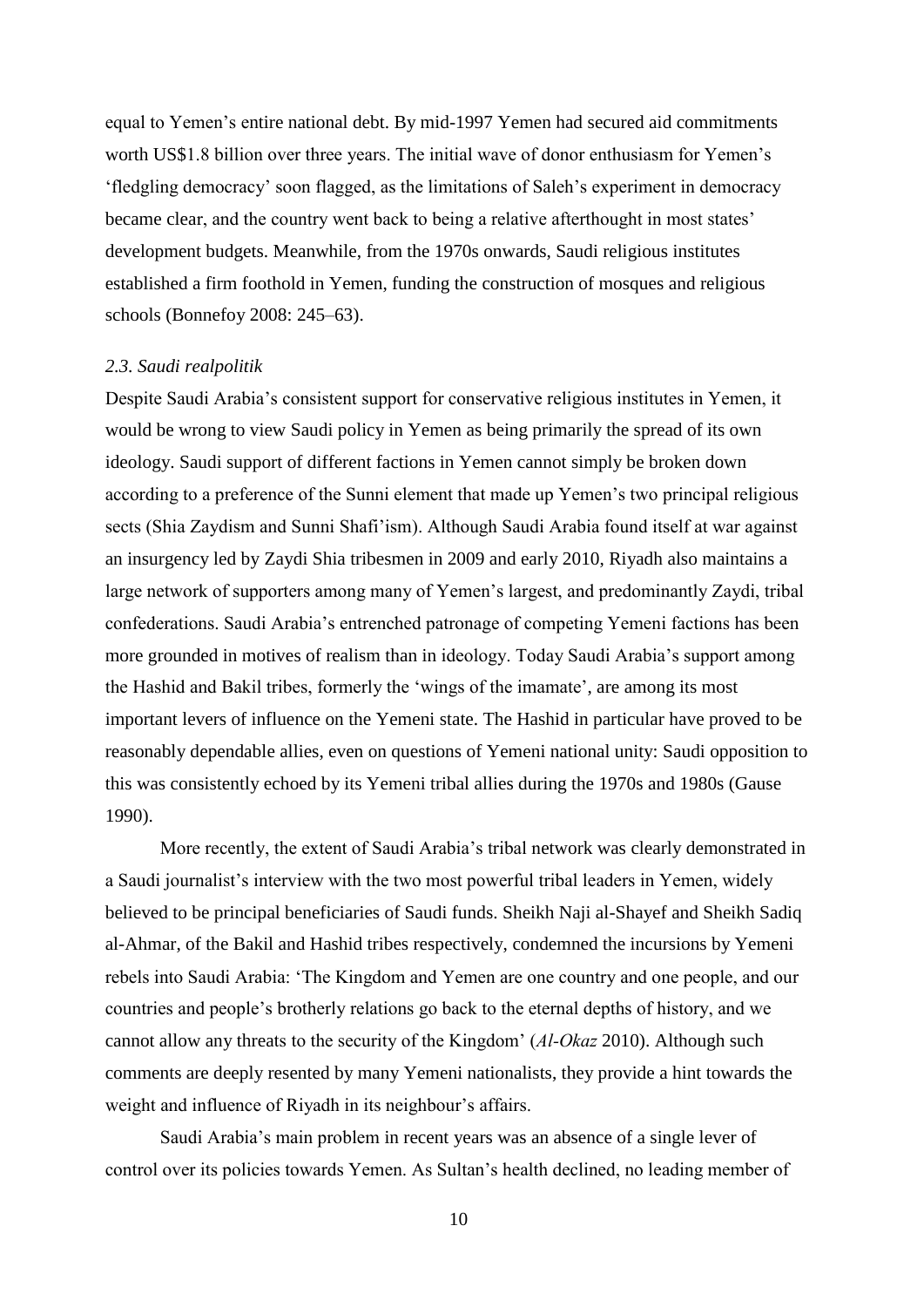equal to Yemen's entire national debt. By mid-1997 Yemen had secured aid commitments worth US$1.8 billion over three years. The initial wave of donor enthusiasm for Yemen's 'fledgling democracy' soon flagged, as the limitations of Saleh's experiment in democracy became clear, and the country went back to being a relative afterthought in most states' development budgets. Meanwhile, from the 1970s onwards, Saudi religious institutes established a firm foothold in Yemen, funding the construction of mosques and religious schools (Bonnefoy 2008: 245–63).

### *2.3. Saudi realpolitik*

Despite Saudi Arabia's consistent support for conservative religious institutes in Yemen, it would be wrong to view Saudi policy in Yemen as being primarily the spread of its own ideology. Saudi support of different factions in Yemen cannot simply be broken down according to a preference of the Sunni element that made up Yemen's two principal religious sects (Shia Zaydism and Sunni Shafi'ism). Although Saudi Arabia found itself at war against an insurgency led by Zaydi Shia tribesmen in 2009 and early 2010, Riyadh also maintains a large network of supporters among many of Yemen's largest, and predominantly Zaydi, tribal confederations. Saudi Arabia's entrenched patronage of competing Yemeni factions has been more grounded in motives of realism than in ideology. Today Saudi Arabia's support among the Hashid and Bakil tribes, formerly the 'wings of the imamate', are among its most important levers of influence on the Yemeni state. The Hashid in particular have proved to be reasonably dependable allies, even on questions of Yemeni national unity: Saudi opposition to this was consistently echoed by its Yemeni tribal allies during the 1970s and 1980s (Gause 1990).

More recently, the extent of Saudi Arabia's tribal network was clearly demonstrated in a Saudi journalist's interview with the two most powerful tribal leaders in Yemen, widely believed to be principal beneficiaries of Saudi funds. Sheikh Naji al-Shayef and Sheikh Sadiq al-Ahmar, of the Bakil and Hashid tribes respectively, condemned the incursions by Yemeni rebels into Saudi Arabia: 'The Kingdom and Yemen are one country and one people, and our countries and people's brotherly relations go back to the eternal depths of history, and we cannot allow any threats to the security of the Kingdom' (*Al-Okaz* 2010). Although such comments are deeply resented by many Yemeni nationalists, they provide a hint towards the weight and influence of Riyadh in its neighbour's affairs.

Saudi Arabia's main problem in recent years was an absence of a single lever of control over its policies towards Yemen. As Sultan's health declined, no leading member of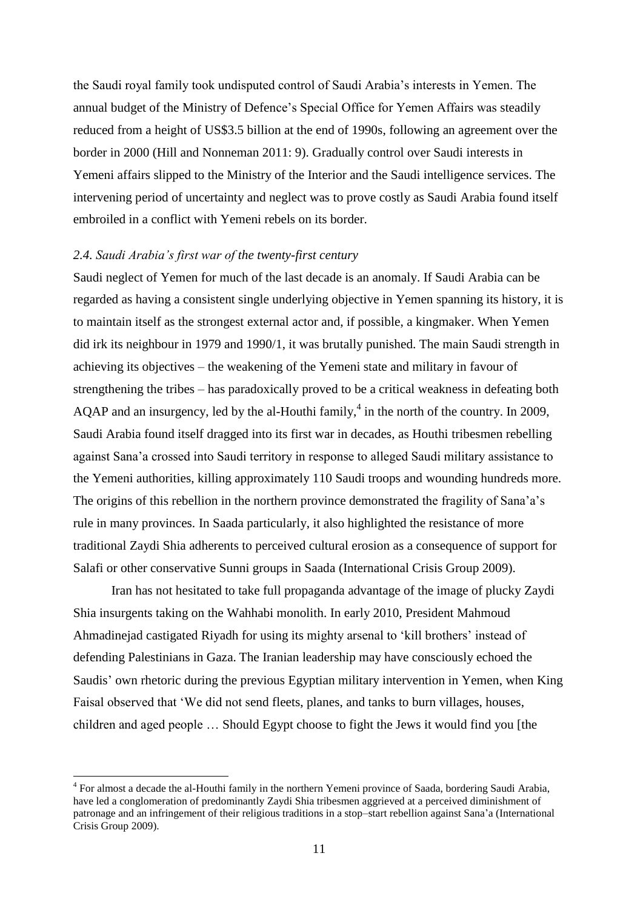the Saudi royal family took undisputed control of Saudi Arabia's interests in Yemen. The annual budget of the Ministry of Defence's Special Office for Yemen Affairs was steadily reduced from a height of US$3.5 billion at the end of 1990s, following an agreement over the border in 2000 (Hill and Nonneman 2011: 9). Gradually control over Saudi interests in Yemeni affairs slipped to the Ministry of the Interior and the Saudi intelligence services. The intervening period of uncertainty and neglect was to prove costly as Saudi Arabia found itself embroiled in a conflict with Yemeni rebels on its border.

### *2.4. Saudi Arabia's first war of the twenty-first century*

Saudi neglect of Yemen for much of the last decade is an anomaly. If Saudi Arabia can be regarded as having a consistent single underlying objective in Yemen spanning its history, it is to maintain itself as the strongest external actor and, if possible, a kingmaker. When Yemen did irk its neighbour in 1979 and 1990/1, it was brutally punished. The main Saudi strength in achieving its objectives – the weakening of the Yemeni state and military in favour of strengthening the tribes – has paradoxically proved to be a critical weakness in defeating both AQAP and an insurgency, led by the al-Houthi family,[4] in the north of the country. In 2009, Saudi Arabia found itself dragged into its first war in decades, as Houthi tribesmen rebelling against Sana'a crossed into Saudi territory in response to alleged Saudi military assistance to the Yemeni authorities, killing approximately 110 Saudi troops and wounding hundreds more. The origins of this rebellion in the northern province demonstrated the fragility of Sana'a's rule in many provinces. In Saada particularly, it also highlighted the resistance of more traditional Zaydi Shia adherents to perceived cultural erosion as a consequence of support for Salafi or other conservative Sunni groups in Saada (International Crisis Group 2009).

Iran has not hesitated to take full propaganda advantage of the image of plucky Zaydi Shia insurgents taking on the Wahhabi monolith. In early 2010, President Mahmoud Ahmadinejad castigated Riyadh for using its mighty arsenal to 'kill brothers' instead of defending Palestinians in Gaza. The Iranian leadership may have consciously echoed the Saudis' own rhetoric during the previous Egyptian military intervention in Yemen, when King Faisal observed that 'We did not send fleets, planes, and tanks to burn villages, houses, children and aged people … Should Egypt choose to fight the Jews it would find you [the

[4] For almost a decade the al-Houthi family in the northern Yemeni province of Saada, bordering Saudi Arabia, have led a conglomeration of predominantly Zaydi Shia tribesmen aggrieved at a perceived diminishment of patronage and an infringement of their religious traditions in a stop–start rebellion against Sana'a (International Crisis Group 2009).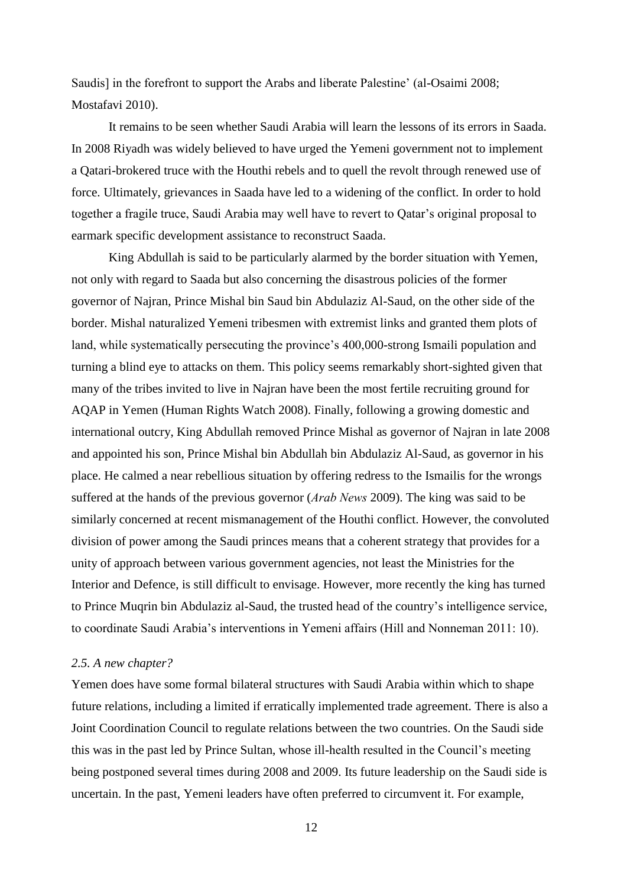Saudis] in the forefront to support the Arabs and liberate Palestine' (al-Osaimi 2008; Mostafavi 2010).

It remains to be seen whether Saudi Arabia will learn the lessons of its errors in Saada. In 2008 Riyadh was widely believed to have urged the Yemeni government not to implement a Qatari-brokered truce with the Houthi rebels and to quell the revolt through renewed use of force. Ultimately, grievances in Saada have led to a widening of the conflict. In order to hold together a fragile truce, Saudi Arabia may well have to revert to Qatar's original proposal to earmark specific development assistance to reconstruct Saada.

King Abdullah is said to be particularly alarmed by the border situation with Yemen, not only with regard to Saada but also concerning the disastrous policies of the former governor of Najran, Prince Mishal bin Saud bin Abdulaziz Al-Saud, on the other side of the border. Mishal naturalized Yemeni tribesmen with extremist links and granted them plots of land, while systematically persecuting the province's 400,000-strong Ismaili population and turning a blind eye to attacks on them. This policy seems remarkably short-sighted given that many of the tribes invited to live in Najran have been the most fertile recruiting ground for AQAP in Yemen (Human Rights Watch 2008). Finally, following a growing domestic and international outcry, King Abdullah removed Prince Mishal as governor of Najran in late 2008 and appointed his son, Prince Mishal bin Abdullah bin Abdulaziz Al-Saud, as governor in his place. He calmed a near rebellious situation by offering redress to the Ismailis for the wrongs suffered at the hands of the previous governor (*Arab News* 2009). The king was said to be similarly concerned at recent mismanagement of the Houthi conflict. However, the convoluted division of power among the Saudi princes means that a coherent strategy that provides for a unity of approach between various government agencies, not least the Ministries for the Interior and Defence, is still difficult to envisage. However, more recently the king has turned to Prince Muqrin bin Abdulaziz al-Saud, the trusted head of the country's intelligence service, to coordinate Saudi Arabia's interventions in Yemeni affairs (Hill and Nonneman 2011: 10).

### *2.5. A new chapter?*

Yemen does have some formal bilateral structures with Saudi Arabia within which to shape future relations, including a limited if erratically implemented trade agreement. There is also a Joint Coordination Council to regulate relations between the two countries. On the Saudi side this was in the past led by Prince Sultan, whose ill-health resulted in the Council's meeting being postponed several times during 2008 and 2009. Its future leadership on the Saudi side is uncertain. In the past, Yemeni leaders have often preferred to circumvent it. For example,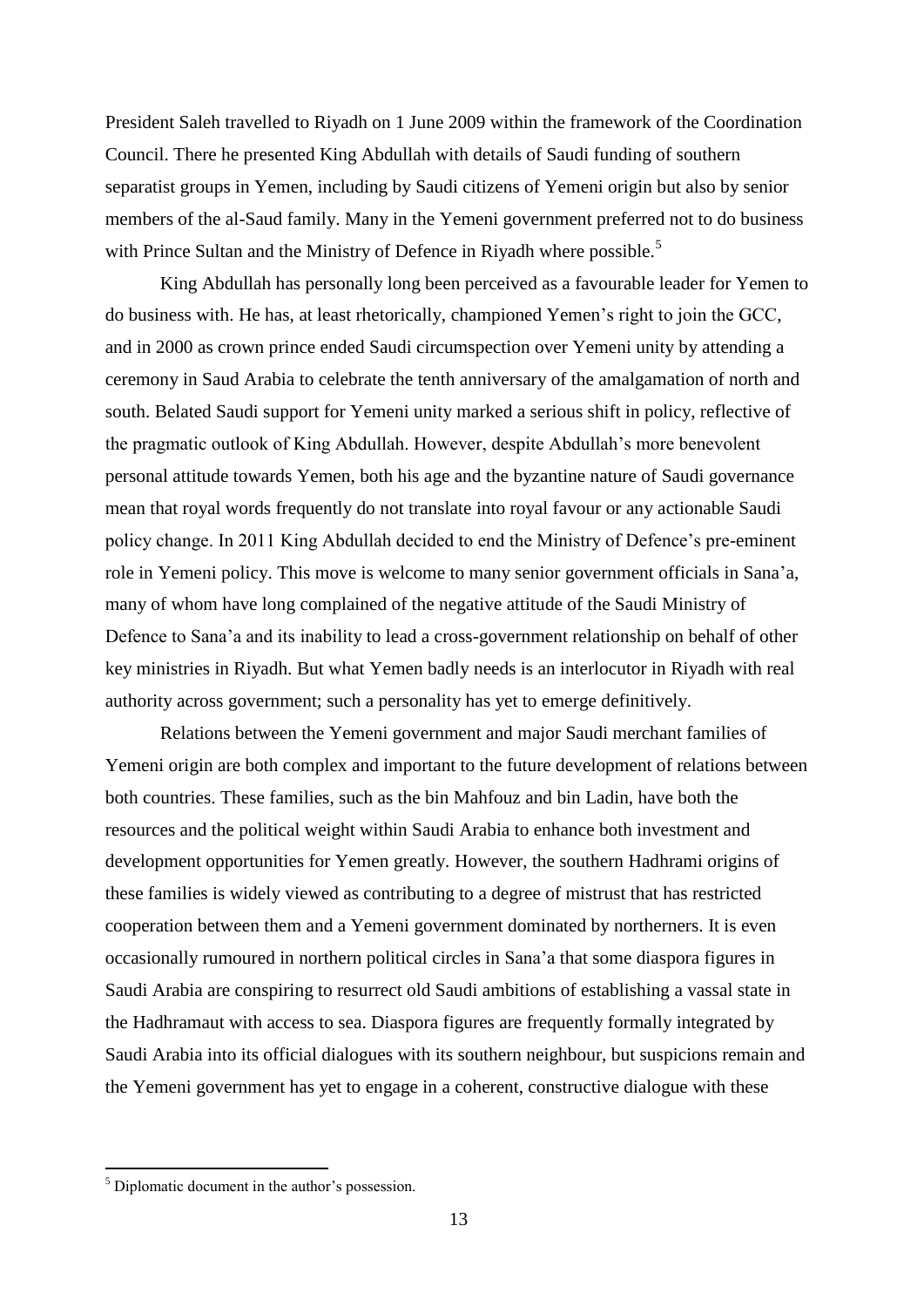President Saleh travelled to Riyadh on 1 June 2009 within the framework of the Coordination Council. There he presented King Abdullah with details of Saudi funding of southern separatist groups in Yemen, including by Saudi citizens of Yemeni origin but also by senior members of the al-Saud family. Many in the Yemeni government preferred not to do business with Prince Sultan and the Ministry of Defence in Riyadh where possible.[5]

King Abdullah has personally long been perceived as a favourable leader for Yemen to do business with. He has, at least rhetorically, championed Yemen's right to join the GCC, and in 2000 as crown prince ended Saudi circumspection over Yemeni unity by attending a ceremony in Saud Arabia to celebrate the tenth anniversary of the amalgamation of north and south. Belated Saudi support for Yemeni unity marked a serious shift in policy, reflective of the pragmatic outlook of King Abdullah. However, despite Abdullah's more benevolent personal attitude towards Yemen, both his age and the byzantine nature of Saudi governance mean that royal words frequently do not translate into royal favour or any actionable Saudi policy change. In 2011 King Abdullah decided to end the Ministry of Defence's pre-eminent role in Yemeni policy. This move is welcome to many senior government officials in Sana'a, many of whom have long complained of the negative attitude of the Saudi Ministry of Defence to Sana'a and its inability to lead a cross-government relationship on behalf of other key ministries in Riyadh. But what Yemen badly needs is an interlocutor in Riyadh with real authority across government; such a personality has yet to emerge definitively.

Relations between the Yemeni government and major Saudi merchant families of Yemeni origin are both complex and important to the future development of relations between both countries. These families, such as the bin Mahfouz and bin Ladin, have both the resources and the political weight within Saudi Arabia to enhance both investment and development opportunities for Yemen greatly. However, the southern Hadhrami origins of these families is widely viewed as contributing to a degree of mistrust that has restricted cooperation between them and a Yemeni government dominated by northerners. It is even occasionally rumoured in northern political circles in Sana'a that some diaspora figures in Saudi Arabia are conspiring to resurrect old Saudi ambitions of establishing a vassal state in the Hadhramaut with access to sea. Diaspora figures are frequently formally integrated by Saudi Arabia into its official dialogues with its southern neighbour, but suspicions remain and the Yemeni government has yet to engage in a coherent, constructive dialogue with these

[5] Diplomatic document in the author's possession.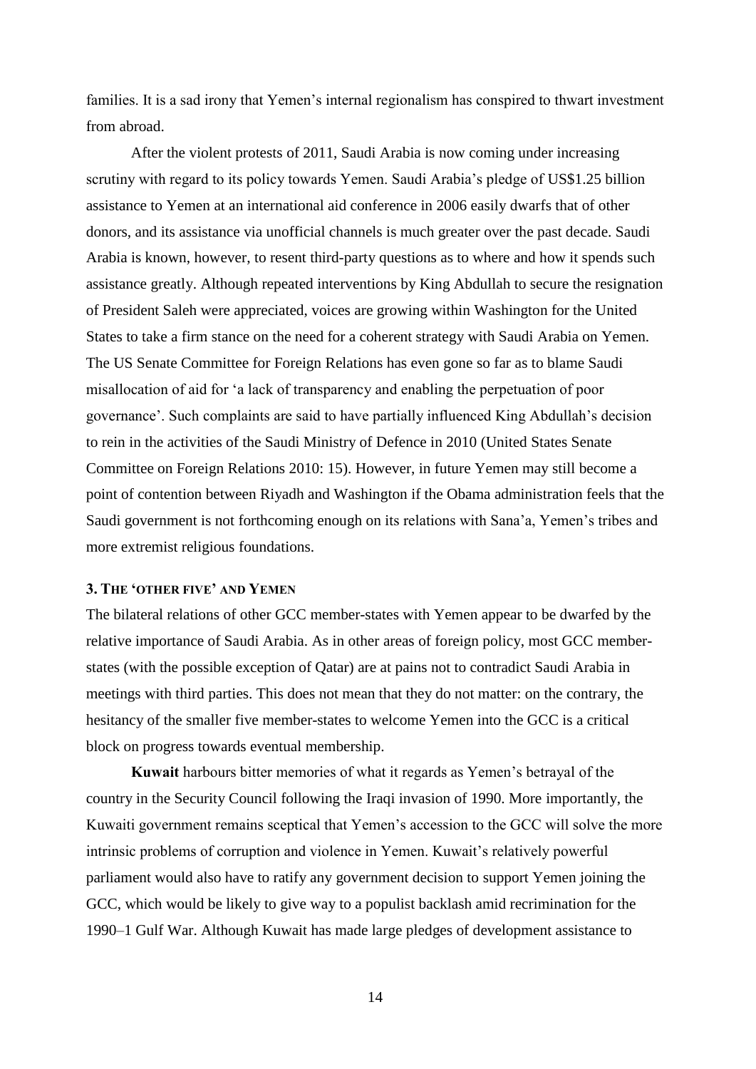families. It is a sad irony that Yemen's internal regionalism has conspired to thwart investment from abroad.

After the violent protests of 2011, Saudi Arabia is now coming under increasing scrutiny with regard to its policy towards Yemen. Saudi Arabia's pledge of US$1.25 billion assistance to Yemen at an international aid conference in 2006 easily dwarfs that of other donors, and its assistance via unofficial channels is much greater over the past decade. Saudi Arabia is known, however, to resent third-party questions as to where and how it spends such assistance greatly. Although repeated interventions by King Abdullah to secure the resignation of President Saleh were appreciated, voices are growing within Washington for the United States to take a firm stance on the need for a coherent strategy with Saudi Arabia on Yemen. The US Senate Committee for Foreign Relations has even gone so far as to blame Saudi misallocation of aid for 'a lack of transparency and enabling the perpetuation of poor governance'. Such complaints are said to have partially influenced King Abdullah's decision to rein in the activities of the Saudi Ministry of Defence in 2010 (United States Senate Committee on Foreign Relations 2010: 15). However, in future Yemen may still become a point of contention between Riyadh and Washington if the Obama administration feels that the Saudi government is not forthcoming enough on its relations with Sana'a, Yemen's tribes and more extremist religious foundations.

### 3. The 'other five' and Yemen

The bilateral relations of other GCC member-states with Yemen appear to be dwarfed by the relative importance of Saudi Arabia. As in other areas of foreign policy, most GCC member-states (with the possible exception of Qatar) are at pains not to contradict Saudi Arabia in meetings with third parties. This does not mean that they do not matter: on the contrary, the hesitancy of the smaller five member-states to welcome Yemen into the GCC is a critical block on progress towards eventual membership.

**Kuwait** harbours bitter memories of what it regards as Yemen's betrayal of the country in the Security Council following the Iraqi invasion of 1990. More importantly, the Kuwaiti government remains sceptical that Yemen's accession to the GCC will solve the more intrinsic problems of corruption and violence in Yemen. Kuwait's relatively powerful parliament would also have to ratify any government decision to support Yemen joining the GCC, which would be likely to give way to a populist backlash amid recrimination for the 1990–1 Gulf War. Although Kuwait has made large pledges of development assistance to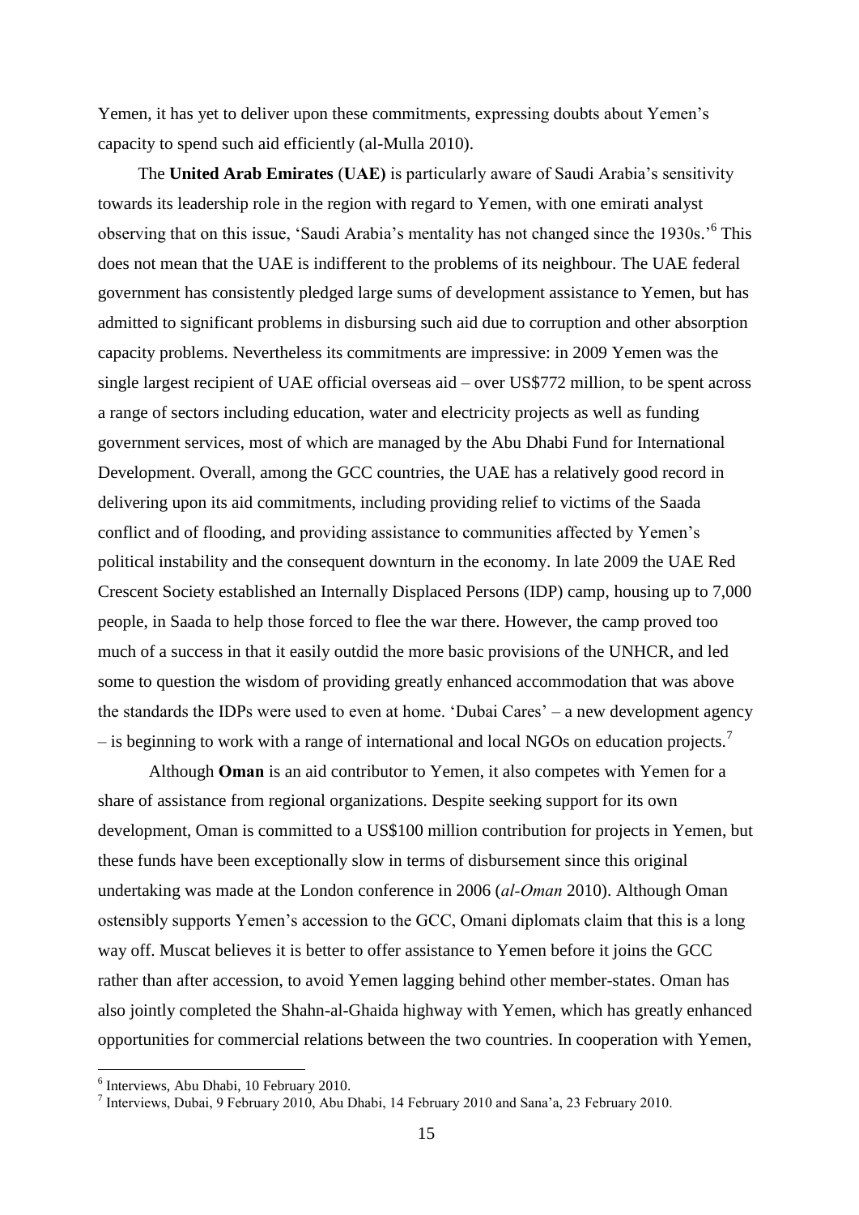Yemen, it has yet to deliver upon these commitments, expressing doubts about Yemen's capacity to spend such aid efficiently (al-Mulla 2010).

The **United Arab Emirates** (**UAE**) is particularly aware of Saudi Arabia's sensitivity towards its leadership role in the region with regard to Yemen, with one emirati analyst observing that on this issue, 'Saudi Arabia's mentality has not changed since the 1930s.'[6] This does not mean that the UAE is indifferent to the problems of its neighbour. The UAE federal government has consistently pledged large sums of development assistance to Yemen, but has admitted to significant problems in disbursing such aid due to corruption and other absorption capacity problems. Nevertheless its commitments are impressive: in 2009 Yemen was the single largest recipient of UAE official overseas aid – over US$772 million, to be spent across a range of sectors including education, water and electricity projects as well as funding government services, most of which are managed by the Abu Dhabi Fund for International Development. Overall, among the GCC countries, the UAE has a relatively good record in delivering upon its aid commitments, including providing relief to victims of the Saada conflict and of flooding, and providing assistance to communities affected by Yemen's political instability and the consequent downturn in the economy. In late 2009 the UAE Red Crescent Society established an Internally Displaced Persons (IDP) camp, housing up to 7,000 people, in Saada to help those forced to flee the war there. However, the camp proved too much of a success in that it easily outdid the more basic provisions of the UNHCR, and led some to question the wisdom of providing greatly enhanced accommodation that was above the standards the IDPs were used to even at home. 'Dubai Cares' – a new development agency – is beginning to work with a range of international and local NGOs on education projects.[7]

Although **Oman** is an aid contributor to Yemen, it also competes with Yemen for a share of assistance from regional organizations. Despite seeking support for its own development, Oman is committed to a US$100 million contribution for projects in Yemen, but these funds have been exceptionally slow in terms of disbursement since this original undertaking was made at the London conference in 2006 (*al-Oman* 2010). Although Oman ostensibly supports Yemen's accession to the GCC, Omani diplomats claim that this is a long way off. Muscat believes it is better to offer assistance to Yemen before it joins the GCC rather than after accession, to avoid Yemen lagging behind other member-states. Oman has also jointly completed the Shahn-al-Ghaida highway with Yemen, which has greatly enhanced opportunities for commercial relations between the two countries. In cooperation with Yemen,

[6] Interviews, Abu Dhabi, 10 February 2010.

[7] Interviews, Dubai, 9 February 2010, Abu Dhabi, 14 February 2010 and Sana'a, 23 February 2010.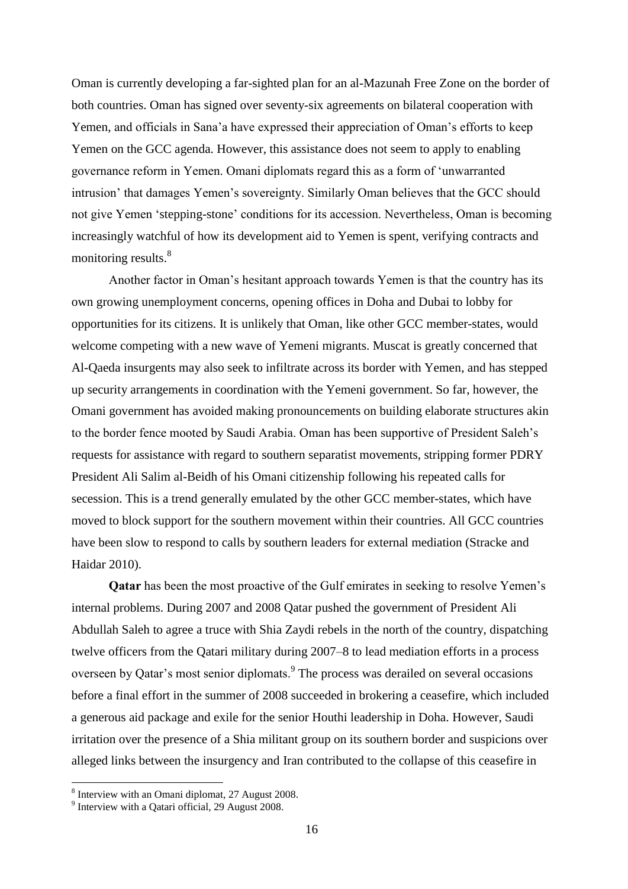Oman is currently developing a far-sighted plan for an al-Mazunah Free Zone on the border of both countries. Oman has signed over seventy-six agreements on bilateral cooperation with Yemen, and officials in Sana'a have expressed their appreciation of Oman's efforts to keep Yemen on the GCC agenda. However, this assistance does not seem to apply to enabling governance reform in Yemen. Omani diplomats regard this as a form of 'unwarranted intrusion' that damages Yemen's sovereignty. Similarly Oman believes that the GCC should not give Yemen 'stepping-stone' conditions for its accession. Nevertheless, Oman is becoming increasingly watchful of how its development aid to Yemen is spent, verifying contracts and monitoring results.[8]

Another factor in Oman's hesitant approach towards Yemen is that the country has its own growing unemployment concerns, opening offices in Doha and Dubai to lobby for opportunities for its citizens. It is unlikely that Oman, like other GCC member-states, would welcome competing with a new wave of Yemeni migrants. Muscat is greatly concerned that Al-Qaeda insurgents may also seek to infiltrate across its border with Yemen, and has stepped up security arrangements in coordination with the Yemeni government. So far, however, the Omani government has avoided making pronouncements on building elaborate structures akin to the border fence mooted by Saudi Arabia. Oman has been supportive of President Saleh's requests for assistance with regard to southern separatist movements, stripping former PDRY President Ali Salim al-Beidh of his Omani citizenship following his repeated calls for secession. This is a trend generally emulated by the other GCC member-states, which have moved to block support for the southern movement within their countries. All GCC countries have been slow to respond to calls by southern leaders for external mediation (Stracke and Haidar 2010).

**Qatar** has been the most proactive of the Gulf emirates in seeking to resolve Yemen's internal problems. During 2007 and 2008 Qatar pushed the government of President Ali Abdullah Saleh to agree a truce with Shia Zaydi rebels in the north of the country, dispatching twelve officers from the Qatari military during 2007–8 to lead mediation efforts in a process overseen by Qatar's most senior diplomats.[9] The process was derailed on several occasions before a final effort in the summer of 2008 succeeded in brokering a ceasefire, which included a generous aid package and exile for the senior Houthi leadership in Doha. However, Saudi irritation over the presence of a Shia militant group on its southern border and suspicions over alleged links between the insurgency and Iran contributed to the collapse of this ceasefire in

---

[8] Interview with an Omani diplomat, 27 August 2008.

[9] Interview with a Qatari official, 29 August 2008.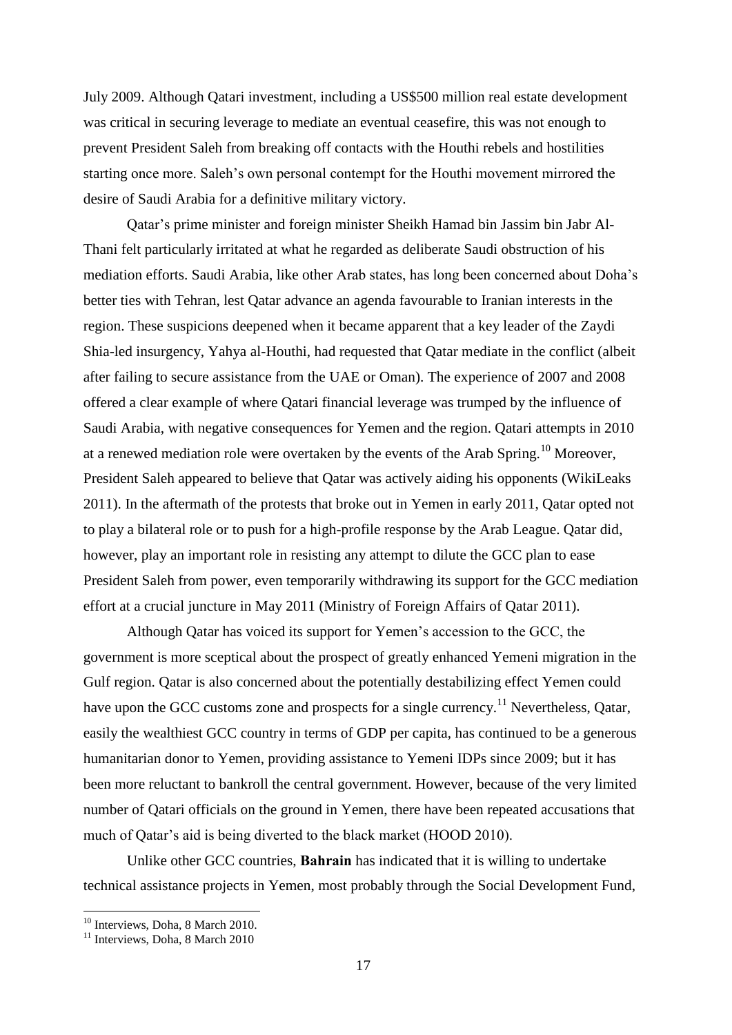July 2009. Although Qatari investment, including a US$500 million real estate development was critical in securing leverage to mediate an eventual ceasefire, this was not enough to prevent President Saleh from breaking off contacts with the Houthi rebels and hostilities starting once more. Saleh's own personal contempt for the Houthi movement mirrored the desire of Saudi Arabia for a definitive military victory.

Qatar's prime minister and foreign minister Sheikh Hamad bin Jassim bin Jabr Al-Thani felt particularly irritated at what he regarded as deliberate Saudi obstruction of his mediation efforts. Saudi Arabia, like other Arab states, has long been concerned about Doha's better ties with Tehran, lest Qatar advance an agenda favourable to Iranian interests in the region. These suspicions deepened when it became apparent that a key leader of the Zaydi Shia-led insurgency, Yahya al-Houthi, had requested that Qatar mediate in the conflict (albeit after failing to secure assistance from the UAE or Oman). The experience of 2007 and 2008 offered a clear example of where Qatari financial leverage was trumped by the influence of Saudi Arabia, with negative consequences for Yemen and the region. Qatari attempts in 2010 at a renewed mediation role were overtaken by the events of the Arab Spring.[10] Moreover, President Saleh appeared to believe that Qatar was actively aiding his opponents (WikiLeaks 2011). In the aftermath of the protests that broke out in Yemen in early 2011, Qatar opted not to play a bilateral role or to push for a high-profile response by the Arab League. Qatar did, however, play an important role in resisting any attempt to dilute the GCC plan to ease President Saleh from power, even temporarily withdrawing its support for the GCC mediation effort at a crucial juncture in May 2011 (Ministry of Foreign Affairs of Qatar 2011).

Although Qatar has voiced its support for Yemen's accession to the GCC, the government is more sceptical about the prospect of greatly enhanced Yemeni migration in the Gulf region. Qatar is also concerned about the potentially destabilizing effect Yemen could have upon the GCC customs zone and prospects for a single currency.[11] Nevertheless, Qatar, easily the wealthiest GCC country in terms of GDP per capita, has continued to be a generous humanitarian donor to Yemen, providing assistance to Yemeni IDPs since 2009; but it has been more reluctant to bankroll the central government. However, because of the very limited number of Qatari officials on the ground in Yemen, there have been repeated accusations that much of Qatar's aid is being diverted to the black market (HOOD 2010).

Unlike other GCC countries, **Bahrain** has indicated that it is willing to undertake technical assistance projects in Yemen, most probably through the Social Development Fund,

---

[10] Interviews, Doha, 8 March 2010.

[11] Interviews, Doha, 8 March 2010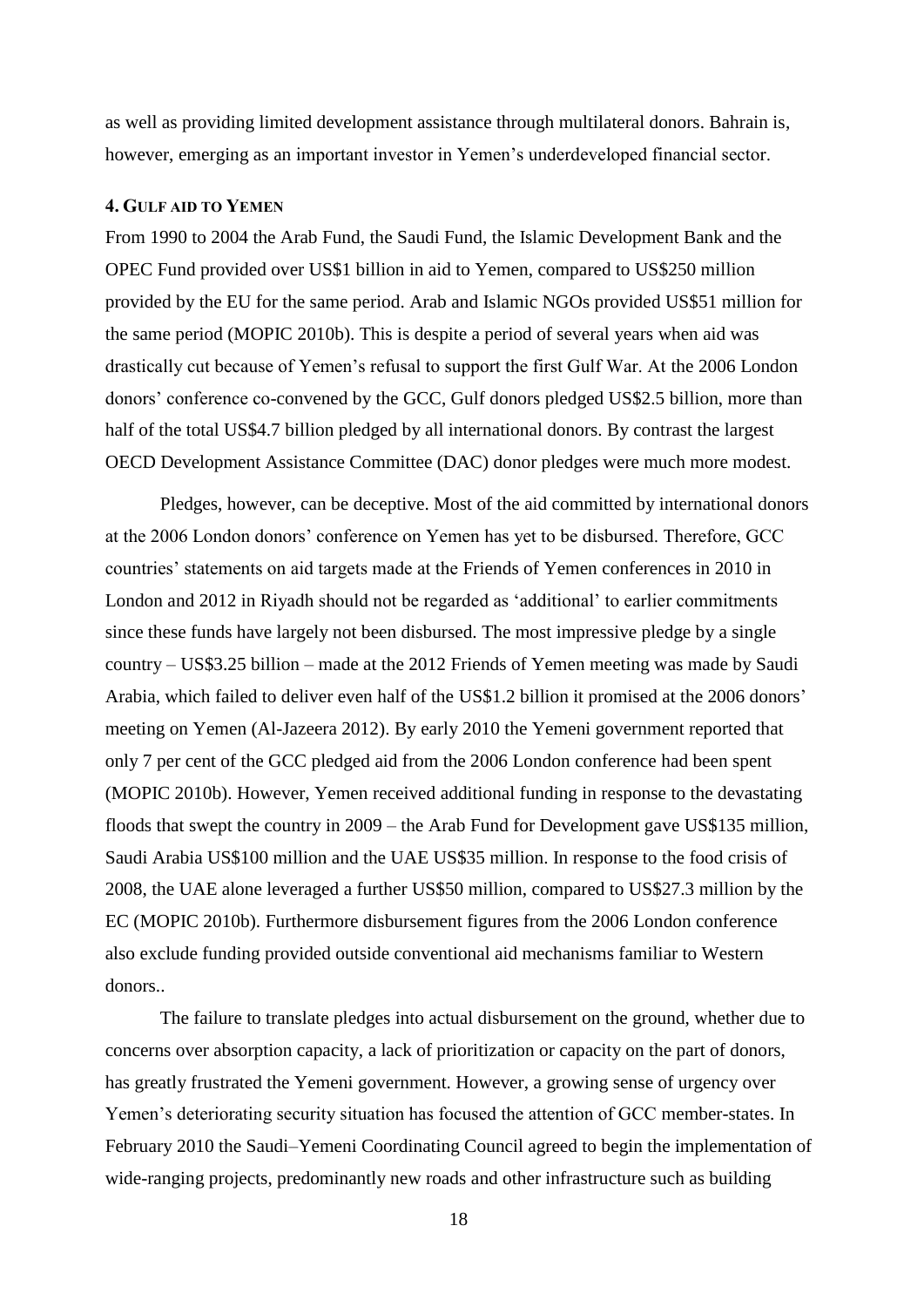as well as providing limited development assistance through multilateral donors. Bahrain is, however, emerging as an important investor in Yemen's underdeveloped financial sector.

### 4. Gulf aid to Yemen

From 1990 to 2004 the Arab Fund, the Saudi Fund, the Islamic Development Bank and the OPEC Fund provided over US$1 billion in aid to Yemen, compared to US$250 million provided by the EU for the same period. Arab and Islamic NGOs provided US$51 million for the same period (MOPIC 2010b). This is despite a period of several years when aid was drastically cut because of Yemen's refusal to support the first Gulf War. At the 2006 London donors' conference co-convened by the GCC, Gulf donors pledged US$2.5 billion, more than half of the total US$4.7 billion pledged by all international donors. By contrast the largest OECD Development Assistance Committee (DAC) donor pledges were much more modest.

Pledges, however, can be deceptive. Most of the aid committed by international donors at the 2006 London donors' conference on Yemen has yet to be disbursed. Therefore, GCC countries' statements on aid targets made at the Friends of Yemen conferences in 2010 in London and 2012 in Riyadh should not be regarded as 'additional' to earlier commitments since these funds have largely not been disbursed. The most impressive pledge by a single country – US$3.25 billion – made at the 2012 Friends of Yemen meeting was made by Saudi Arabia, which failed to deliver even half of the US$1.2 billion it promised at the 2006 donors' meeting on Yemen (Al-Jazeera 2012). By early 2010 the Yemeni government reported that only 7 per cent of the GCC pledged aid from the 2006 London conference had been spent (MOPIC 2010b). However, Yemen received additional funding in response to the devastating floods that swept the country in 2009 – the Arab Fund for Development gave US$135 million, Saudi Arabia US$100 million and the UAE US$35 million. In response to the food crisis of 2008, the UAE alone leveraged a further US$50 million, compared to US$27.3 million by the EC (MOPIC 2010b). Furthermore disbursement figures from the 2006 London conference also exclude funding provided outside conventional aid mechanisms familiar to Western donors..

The failure to translate pledges into actual disbursement on the ground, whether due to concerns over absorption capacity, a lack of prioritization or capacity on the part of donors, has greatly frustrated the Yemeni government. However, a growing sense of urgency over Yemen's deteriorating security situation has focused the attention of GCC member-states. In February 2010 the Saudi–Yemeni Coordinating Council agreed to begin the implementation of wide-ranging projects, predominantly new roads and other infrastructure such as building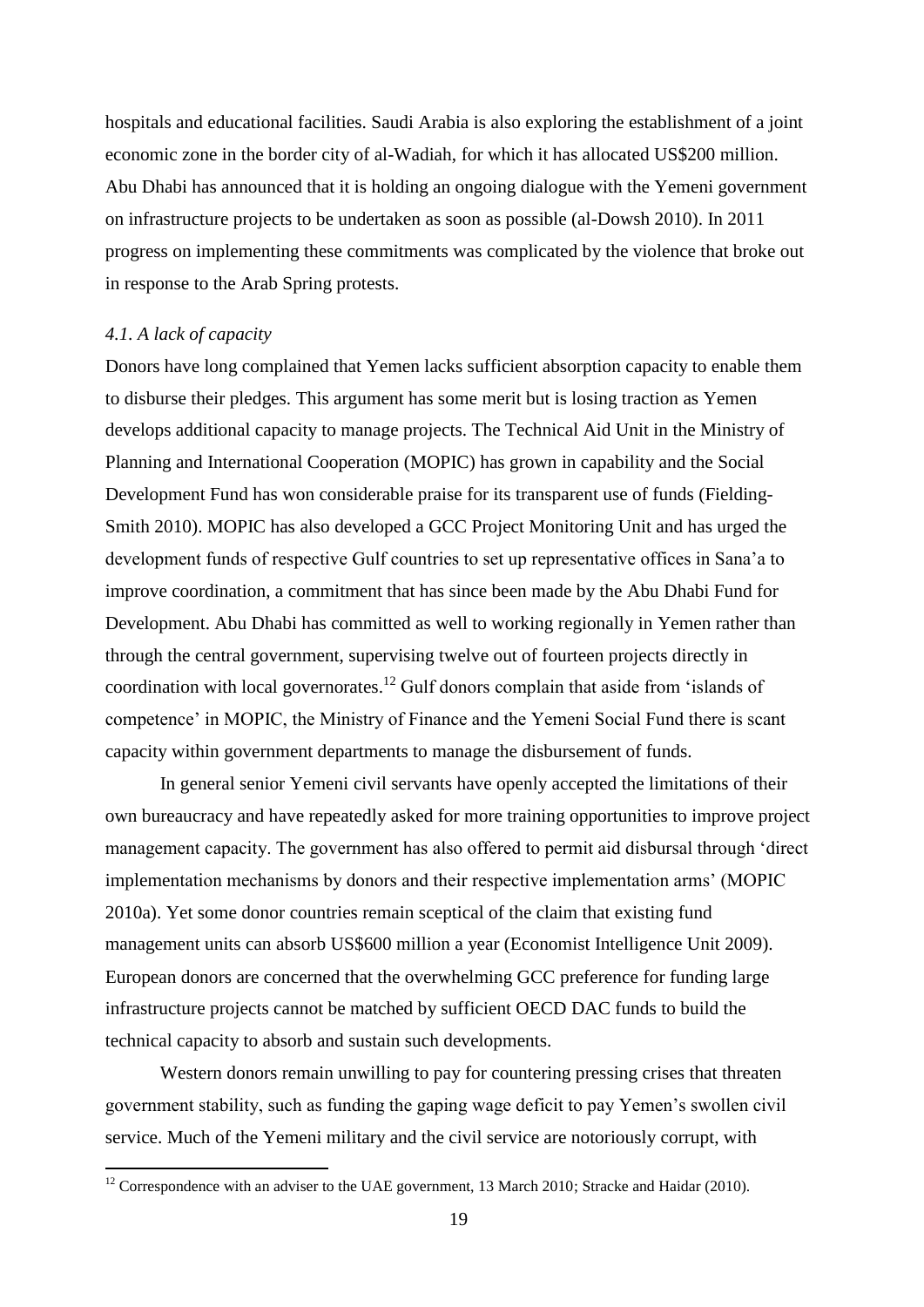hospitals and educational facilities. Saudi Arabia is also exploring the establishment of a joint economic zone in the border city of al-Wadiah, for which it has allocated US$200 million. Abu Dhabi has announced that it is holding an ongoing dialogue with the Yemeni government on infrastructure projects to be undertaken as soon as possible (al-Dowsh 2010). In 2011 progress on implementing these commitments was complicated by the violence that broke out in response to the Arab Spring protests.

### *4.1. A lack of capacity*

Donors have long complained that Yemen lacks sufficient absorption capacity to enable them to disburse their pledges. This argument has some merit but is losing traction as Yemen develops additional capacity to manage projects. The Technical Aid Unit in the Ministry of Planning and International Cooperation (MOPIC) has grown in capability and the Social Development Fund has won considerable praise for its transparent use of funds (Fielding-Smith 2010). MOPIC has also developed a GCC Project Monitoring Unit and has urged the development funds of respective Gulf countries to set up representative offices in Sana'a to improve coordination, a commitment that has since been made by the Abu Dhabi Fund for Development. Abu Dhabi has committed as well to working regionally in Yemen rather than through the central government, supervising twelve out of fourteen projects directly in coordination with local governorates.[12] Gulf donors complain that aside from 'islands of competence' in MOPIC, the Ministry of Finance and the Yemeni Social Fund there is scant capacity within government departments to manage the disbursement of funds.

In general senior Yemeni civil servants have openly accepted the limitations of their own bureaucracy and have repeatedly asked for more training opportunities to improve project management capacity. The government has also offered to permit aid disbursal through 'direct implementation mechanisms by donors and their respective implementation arms' (MOPIC 2010a). Yet some donor countries remain sceptical of the claim that existing fund management units can absorb US$600 million a year (Economist Intelligence Unit 2009). European donors are concerned that the overwhelming GCC preference for funding large infrastructure projects cannot be matched by sufficient OECD DAC funds to build the technical capacity to absorb and sustain such developments.

Western donors remain unwilling to pay for countering pressing crises that threaten government stability, such as funding the gaping wage deficit to pay Yemen's swollen civil service. Much of the Yemeni military and the civil service are notoriously corrupt, with

[12] Correspondence with an adviser to the UAE government, 13 March 2010; Stracke and Haidar (2010).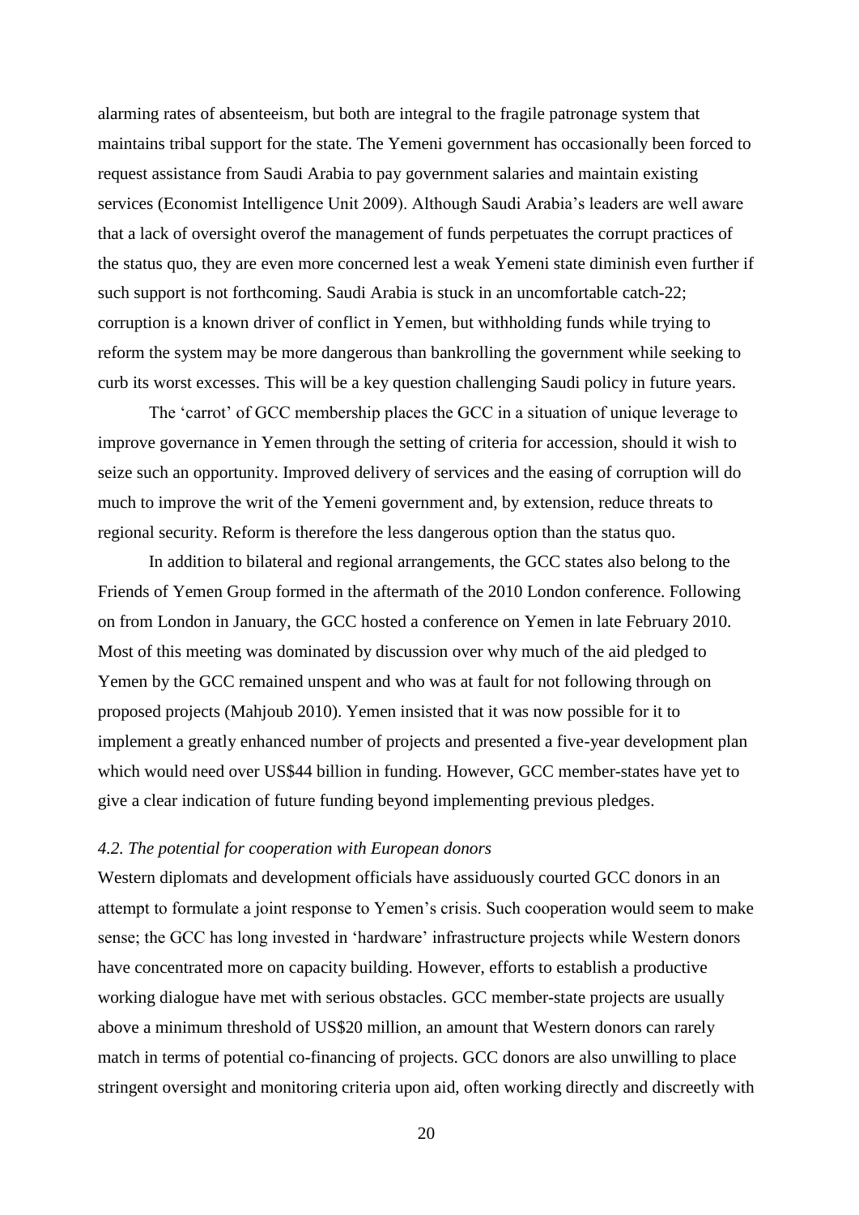alarming rates of absenteeism, but both are integral to the fragile patronage system that maintains tribal support for the state. The Yemeni government has occasionally been forced to request assistance from Saudi Arabia to pay government salaries and maintain existing services (Economist Intelligence Unit 2009). Although Saudi Arabia's leaders are well aware that a lack of oversight overof the management of funds perpetuates the corrupt practices of the status quo, they are even more concerned lest a weak Yemeni state diminish even further if such support is not forthcoming. Saudi Arabia is stuck in an uncomfortable catch-22; corruption is a known driver of conflict in Yemen, but withholding funds while trying to reform the system may be more dangerous than bankrolling the government while seeking to curb its worst excesses. This will be a key question challenging Saudi policy in future years.

The 'carrot' of GCC membership places the GCC in a situation of unique leverage to improve governance in Yemen through the setting of criteria for accession, should it wish to seize such an opportunity. Improved delivery of services and the easing of corruption will do much to improve the writ of the Yemeni government and, by extension, reduce threats to regional security. Reform is therefore the less dangerous option than the status quo.

In addition to bilateral and regional arrangements, the GCC states also belong to the Friends of Yemen Group formed in the aftermath of the 2010 London conference. Following on from London in January, the GCC hosted a conference on Yemen in late February 2010. Most of this meeting was dominated by discussion over why much of the aid pledged to Yemen by the GCC remained unspent and who was at fault for not following through on proposed projects (Mahjoub 2010). Yemen insisted that it was now possible for it to implement a greatly enhanced number of projects and presented a five-year development plan which would need over US$44 billion in funding. However, GCC member-states have yet to give a clear indication of future funding beyond implementing previous pledges.

### *4.2. The potential for cooperation with European donors*

Western diplomats and development officials have assiduously courted GCC donors in an attempt to formulate a joint response to Yemen's crisis. Such cooperation would seem to make sense; the GCC has long invested in 'hardware' infrastructure projects while Western donors have concentrated more on capacity building. However, efforts to establish a productive working dialogue have met with serious obstacles. GCC member-state projects are usually above a minimum threshold of US$20 million, an amount that Western donors can rarely match in terms of potential co-financing of projects. GCC donors are also unwilling to place stringent oversight and monitoring criteria upon aid, often working directly and discreetly with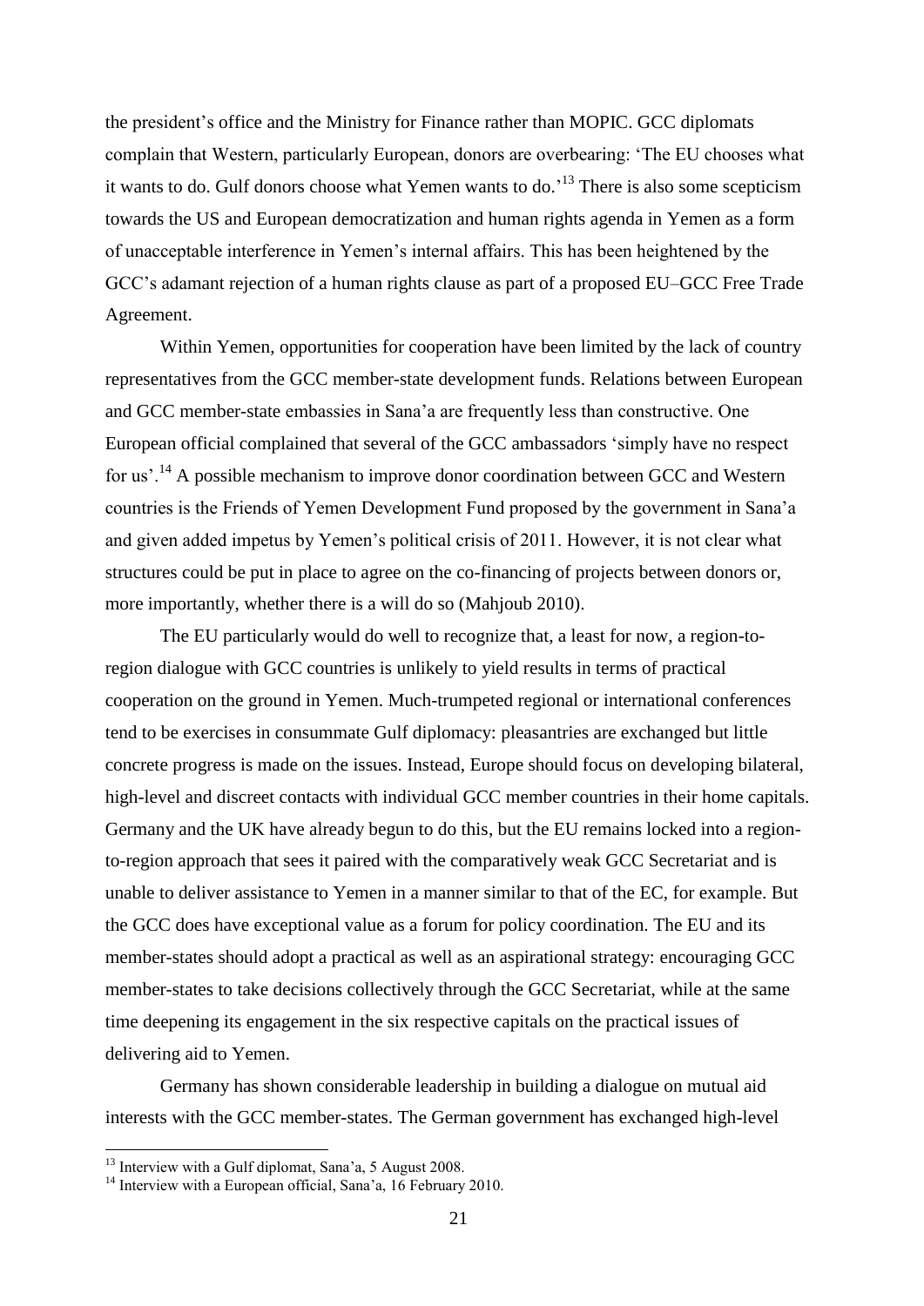the president's office and the Ministry for Finance rather than MOPIC. GCC diplomats complain that Western, particularly European, donors are overbearing: 'The EU chooses what it wants to do. Gulf donors choose what Yemen wants to do.'[13] There is also some scepticism towards the US and European democratization and human rights agenda in Yemen as a form of unacceptable interference in Yemen's internal affairs. This has been heightened by the GCC's adamant rejection of a human rights clause as part of a proposed EU–GCC Free Trade Agreement.

Within Yemen, opportunities for cooperation have been limited by the lack of country representatives from the GCC member-state development funds. Relations between European and GCC member-state embassies in Sana'a are frequently less than constructive. One European official complained that several of the GCC ambassadors 'simply have no respect for us'.[14] A possible mechanism to improve donor coordination between GCC and Western countries is the Friends of Yemen Development Fund proposed by the government in Sana'a and given added impetus by Yemen's political crisis of 2011. However, it is not clear what structures could be put in place to agree on the co-financing of projects between donors or, more importantly, whether there is a will do so (Mahjoub 2010).

The EU particularly would do well to recognize that, a least for now, a region-to-region dialogue with GCC countries is unlikely to yield results in terms of practical cooperation on the ground in Yemen. Much-trumpeted regional or international conferences tend to be exercises in consummate Gulf diplomacy: pleasantries are exchanged but little concrete progress is made on the issues. Instead, Europe should focus on developing bilateral, high-level and discreet contacts with individual GCC member countries in their home capitals. Germany and the UK have already begun to do this, but the EU remains locked into a region-to-region approach that sees it paired with the comparatively weak GCC Secretariat and is unable to deliver assistance to Yemen in a manner similar to that of the EC, for example. But the GCC does have exceptional value as a forum for policy coordination. The EU and its member-states should adopt a practical as well as an aspirational strategy: encouraging GCC member-states to take decisions collectively through the GCC Secretariat, while at the same time deepening its engagement in the six respective capitals on the practical issues of delivering aid to Yemen.

Germany has shown considerable leadership in building a dialogue on mutual aid interests with the GCC member-states. The German government has exchanged high-level

[13] Interview with a Gulf diplomat, Sana'a, 5 August 2008.

[14] Interview with a European official, Sana'a, 16 February 2010.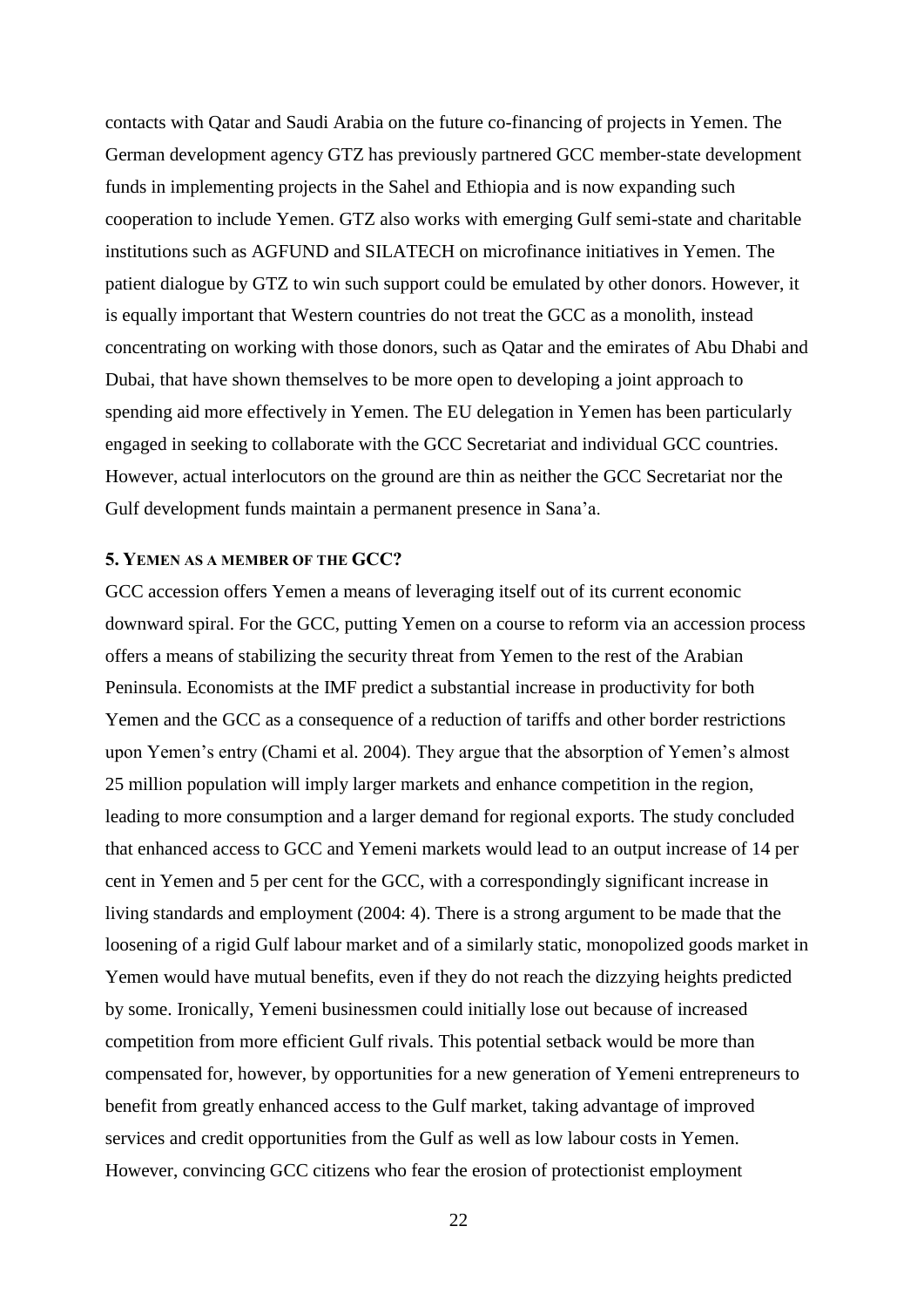contacts with Qatar and Saudi Arabia on the future co-financing of projects in Yemen. The German development agency GTZ has previously partnered GCC member-state development funds in implementing projects in the Sahel and Ethiopia and is now expanding such cooperation to include Yemen. GTZ also works with emerging Gulf semi-state and charitable institutions such as AGFUND and SILATECH on microfinance initiatives in Yemen. The patient dialogue by GTZ to win such support could be emulated by other donors. However, it is equally important that Western countries do not treat the GCC as a monolith, instead concentrating on working with those donors, such as Qatar and the emirates of Abu Dhabi and Dubai, that have shown themselves to be more open to developing a joint approach to spending aid more effectively in Yemen. The EU delegation in Yemen has been particularly engaged in seeking to collaborate with the GCC Secretariat and individual GCC countries. However, actual interlocutors on the ground are thin as neither the GCC Secretariat nor the Gulf development funds maintain a permanent presence in Sana'a.

### 5. Yemen as a member of the GCC?

GCC accession offers Yemen a means of leveraging itself out of its current economic downward spiral. For the GCC, putting Yemen on a course to reform via an accession process offers a means of stabilizing the security threat from Yemen to the rest of the Arabian Peninsula. Economists at the IMF predict a substantial increase in productivity for both Yemen and the GCC as a consequence of a reduction of tariffs and other border restrictions upon Yemen's entry (Chami et al. 2004). They argue that the absorption of Yemen's almost 25 million population will imply larger markets and enhance competition in the region, leading to more consumption and a larger demand for regional exports. The study concluded that enhanced access to GCC and Yemeni markets would lead to an output increase of 14 per cent in Yemen and 5 per cent for the GCC, with a correspondingly significant increase in living standards and employment (2004: 4). There is a strong argument to be made that the loosening of a rigid Gulf labour market and of a similarly static, monopolized goods market in Yemen would have mutual benefits, even if they do not reach the dizzying heights predicted by some. Ironically, Yemeni businessmen could initially lose out because of increased competition from more efficient Gulf rivals. This potential setback would be more than compensated for, however, by opportunities for a new generation of Yemeni entrepreneurs to benefit from greatly enhanced access to the Gulf market, taking advantage of improved services and credit opportunities from the Gulf as well as low labour costs in Yemen. However, convincing GCC citizens who fear the erosion of protectionist employment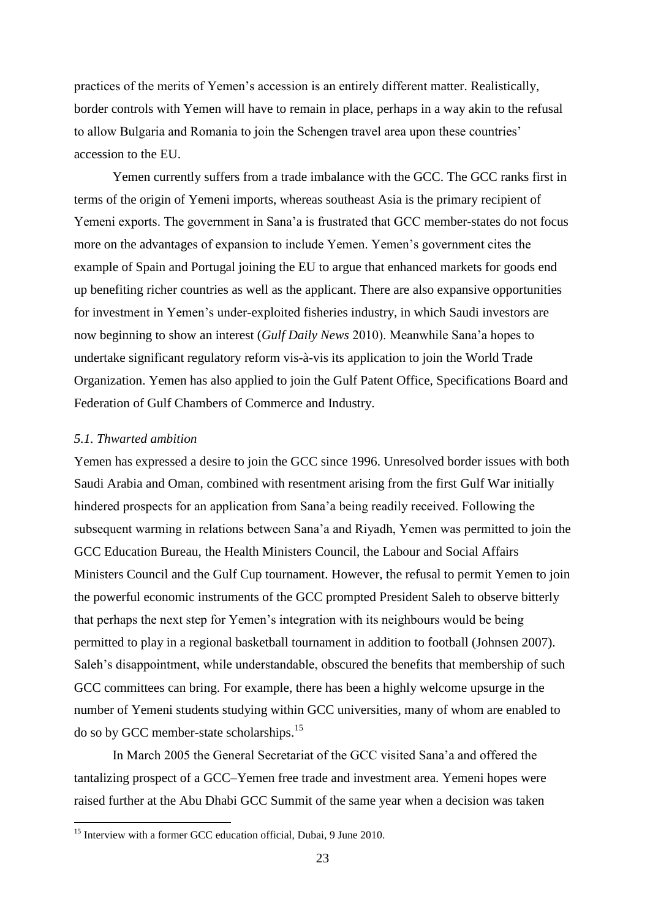practices of the merits of Yemen's accession is an entirely different matter. Realistically, border controls with Yemen will have to remain in place, perhaps in a way akin to the refusal to allow Bulgaria and Romania to join the Schengen travel area upon these countries' accession to the EU.

Yemen currently suffers from a trade imbalance with the GCC. The GCC ranks first in terms of the origin of Yemeni imports, whereas southeast Asia is the primary recipient of Yemeni exports. The government in Sana'a is frustrated that GCC member-states do not focus more on the advantages of expansion to include Yemen. Yemen's government cites the example of Spain and Portugal joining the EU to argue that enhanced markets for goods end up benefiting richer countries as well as the applicant. There are also expansive opportunities for investment in Yemen's under-exploited fisheries industry, in which Saudi investors are now beginning to show an interest (*Gulf Daily News* 2010). Meanwhile Sana'a hopes to undertake significant regulatory reform vis-à-vis its application to join the World Trade Organization. Yemen has also applied to join the Gulf Patent Office, Specifications Board and Federation of Gulf Chambers of Commerce and Industry.

### *5.1. Thwarted ambition*

Yemen has expressed a desire to join the GCC since 1996. Unresolved border issues with both Saudi Arabia and Oman, combined with resentment arising from the first Gulf War initially hindered prospects for an application from Sana'a being readily received. Following the subsequent warming in relations between Sana'a and Riyadh, Yemen was permitted to join the GCC Education Bureau, the Health Ministers Council, the Labour and Social Affairs Ministers Council and the Gulf Cup tournament. However, the refusal to permit Yemen to join the powerful economic instruments of the GCC prompted President Saleh to observe bitterly that perhaps the next step for Yemen's integration with its neighbours would be being permitted to play in a regional basketball tournament in addition to football (Johnsen 2007). Saleh's disappointment, while understandable, obscured the benefits that membership of such GCC committees can bring. For example, there has been a highly welcome upsurge in the number of Yemeni students studying within GCC universities, many of whom are enabled to do so by GCC member-state scholarships.[15]

In March 2005 the General Secretariat of the GCC visited Sana'a and offered the tantalizing prospect of a GCC–Yemen free trade and investment area. Yemeni hopes were raised further at the Abu Dhabi GCC Summit of the same year when a decision was taken

[15] Interview with a former GCC education official, Dubai, 9 June 2010.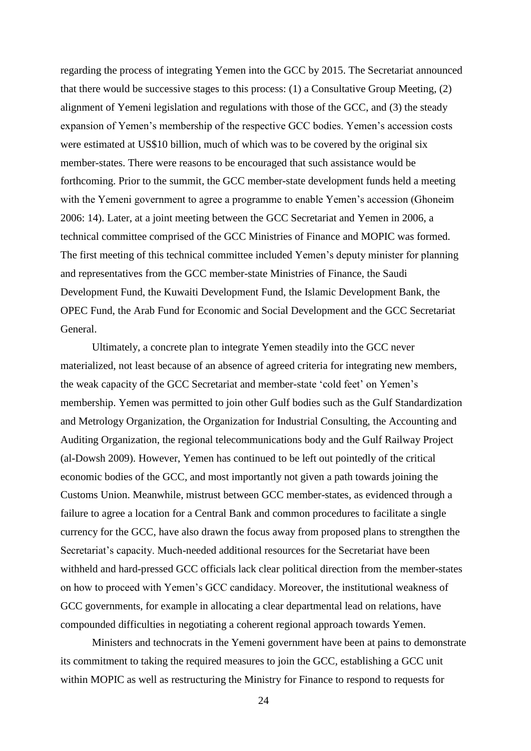regarding the process of integrating Yemen into the GCC by 2015. The Secretariat announced that there would be successive stages to this process: (1) a Consultative Group Meeting, (2) alignment of Yemeni legislation and regulations with those of the GCC, and (3) the steady expansion of Yemen's membership of the respective GCC bodies. Yemen's accession costs were estimated at US$10 billion, much of which was to be covered by the original six member-states. There were reasons to be encouraged that such assistance would be forthcoming. Prior to the summit, the GCC member-state development funds held a meeting with the Yemeni government to agree a programme to enable Yemen's accession (Ghoneim 2006: 14). Later, at a joint meeting between the GCC Secretariat and Yemen in 2006, a technical committee comprised of the GCC Ministries of Finance and MOPIC was formed. The first meeting of this technical committee included Yemen's deputy minister for planning and representatives from the GCC member-state Ministries of Finance, the Saudi Development Fund, the Kuwaiti Development Fund, the Islamic Development Bank, the OPEC Fund, the Arab Fund for Economic and Social Development and the GCC Secretariat General.

Ultimately, a concrete plan to integrate Yemen steadily into the GCC never materialized, not least because of an absence of agreed criteria for integrating new members, the weak capacity of the GCC Secretariat and member-state 'cold feet' on Yemen's membership. Yemen was permitted to join other Gulf bodies such as the Gulf Standardization and Metrology Organization, the Organization for Industrial Consulting, the Accounting and Auditing Organization, the regional telecommunications body and the Gulf Railway Project (al-Dowsh 2009). However, Yemen has continued to be left out pointedly of the critical economic bodies of the GCC, and most importantly not given a path towards joining the Customs Union. Meanwhile, mistrust between GCC member-states, as evidenced through a failure to agree a location for a Central Bank and common procedures to facilitate a single currency for the GCC, have also drawn the focus away from proposed plans to strengthen the Secretariat's capacity. Much-needed additional resources for the Secretariat have been withheld and hard-pressed GCC officials lack clear political direction from the member-states on how to proceed with Yemen's GCC candidacy. Moreover, the institutional weakness of GCC governments, for example in allocating a clear departmental lead on relations, have compounded difficulties in negotiating a coherent regional approach towards Yemen.

Ministers and technocrats in the Yemeni government have been at pains to demonstrate its commitment to taking the required measures to join the GCC, establishing a GCC unit within MOPIC as well as restructuring the Ministry for Finance to respond to requests for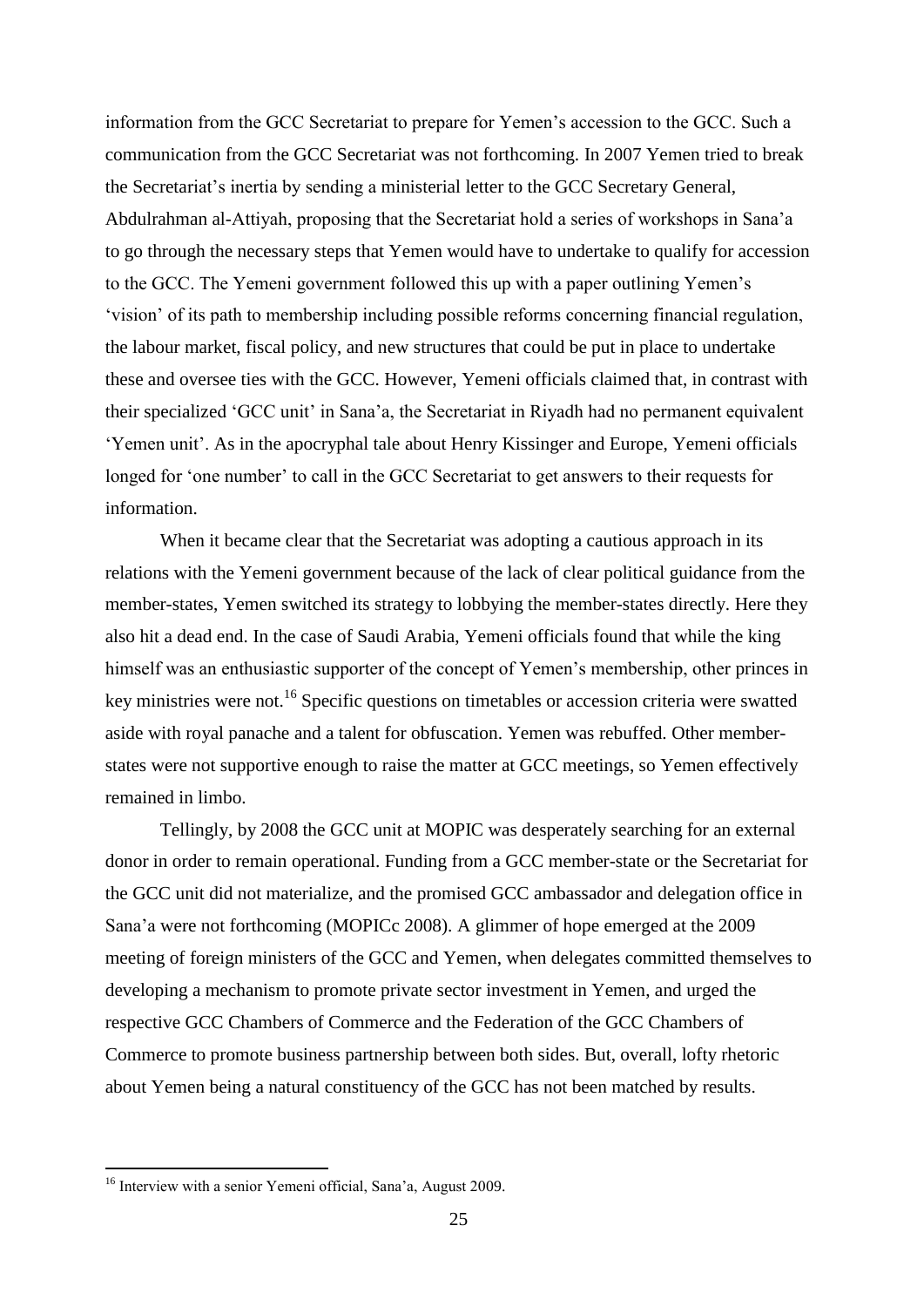information from the GCC Secretariat to prepare for Yemen's accession to the GCC. Such a communication from the GCC Secretariat was not forthcoming. In 2007 Yemen tried to break the Secretariat's inertia by sending a ministerial letter to the GCC Secretary General, Abdulrahman al-Attiyah, proposing that the Secretariat hold a series of workshops in Sana'a to go through the necessary steps that Yemen would have to undertake to qualify for accession to the GCC. The Yemeni government followed this up with a paper outlining Yemen's 'vision' of its path to membership including possible reforms concerning financial regulation, the labour market, fiscal policy, and new structures that could be put in place to undertake these and oversee ties with the GCC. However, Yemeni officials claimed that, in contrast with their specialized 'GCC unit' in Sana'a, the Secretariat in Riyadh had no permanent equivalent 'Yemen unit'. As in the apocryphal tale about Henry Kissinger and Europe, Yemeni officials longed for 'one number' to call in the GCC Secretariat to get answers to their requests for information.

When it became clear that the Secretariat was adopting a cautious approach in its relations with the Yemeni government because of the lack of clear political guidance from the member-states, Yemen switched its strategy to lobbying the member-states directly. Here they also hit a dead end. In the case of Saudi Arabia, Yemeni officials found that while the king himself was an enthusiastic supporter of the concept of Yemen's membership, other princes in key ministries were not.[16] Specific questions on timetables or accession criteria were swatted aside with royal panache and a talent for obfuscation. Yemen was rebuffed. Other member-states were not supportive enough to raise the matter at GCC meetings, so Yemen effectively remained in limbo.

Tellingly, by 2008 the GCC unit at MOPIC was desperately searching for an external donor in order to remain operational. Funding from a GCC member-state or the Secretariat for the GCC unit did not materialize, and the promised GCC ambassador and delegation office in Sana'a were not forthcoming (MOPICc 2008). A glimmer of hope emerged at the 2009 meeting of foreign ministers of the GCC and Yemen, when delegates committed themselves to developing a mechanism to promote private sector investment in Yemen, and urged the respective GCC Chambers of Commerce and the Federation of the GCC Chambers of Commerce to promote business partnership between both sides. But, overall, lofty rhetoric about Yemen being a natural constituency of the GCC has not been matched by results.

---

[16] Interview with a senior Yemeni official, Sana'a, August 2009.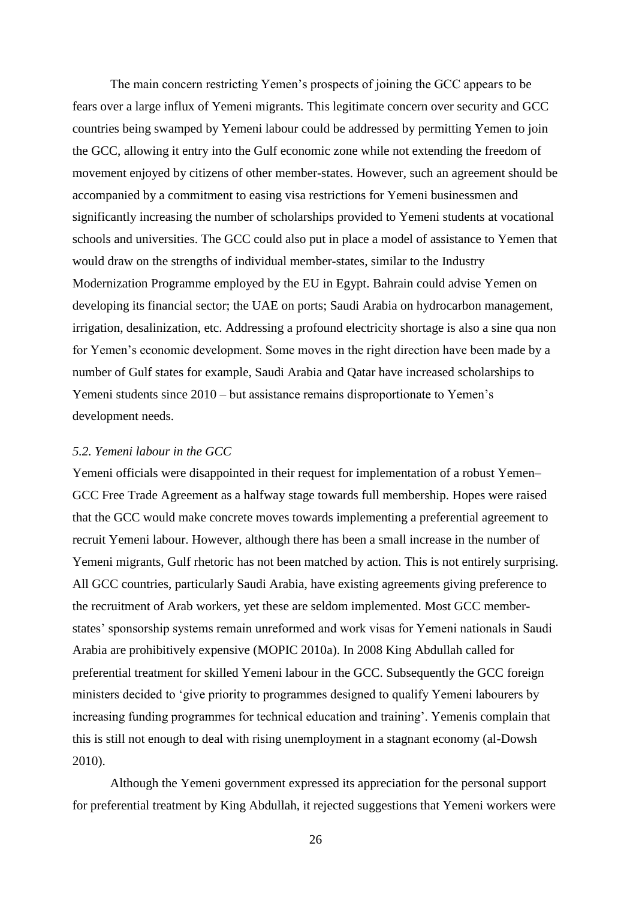The main concern restricting Yemen's prospects of joining the GCC appears to be fears over a large influx of Yemeni migrants. This legitimate concern over security and GCC countries being swamped by Yemeni labour could be addressed by permitting Yemen to join the GCC, allowing it entry into the Gulf economic zone while not extending the freedom of movement enjoyed by citizens of other member-states. However, such an agreement should be accompanied by a commitment to easing visa restrictions for Yemeni businessmen and significantly increasing the number of scholarships provided to Yemeni students at vocational schools and universities. The GCC could also put in place a model of assistance to Yemen that would draw on the strengths of individual member-states, similar to the Industry Modernization Programme employed by the EU in Egypt. Bahrain could advise Yemen on developing its financial sector; the UAE on ports; Saudi Arabia on hydrocarbon management, irrigation, desalinization, etc. Addressing a profound electricity shortage is also a sine qua non for Yemen's economic development. Some moves in the right direction have been made by a number of Gulf states for example, Saudi Arabia and Qatar have increased scholarships to Yemeni students since 2010 – but assistance remains disproportionate to Yemen's development needs.

### *5.2. Yemeni labour in the GCC*

Yemeni officials were disappointed in their request for implementation of a robust Yemen–GCC Free Trade Agreement as a halfway stage towards full membership. Hopes were raised that the GCC would make concrete moves towards implementing a preferential agreement to recruit Yemeni labour. However, although there has been a small increase in the number of Yemeni migrants, Gulf rhetoric has not been matched by action. This is not entirely surprising. All GCC countries, particularly Saudi Arabia, have existing agreements giving preference to the recruitment of Arab workers, yet these are seldom implemented. Most GCC member-states' sponsorship systems remain unreformed and work visas for Yemeni nationals in Saudi Arabia are prohibitively expensive (MOPIC 2010a). In 2008 King Abdullah called for preferential treatment for skilled Yemeni labour in the GCC. Subsequently the GCC foreign ministers decided to 'give priority to programmes designed to qualify Yemeni labourers by increasing funding programmes for technical education and training'. Yemenis complain that this is still not enough to deal with rising unemployment in a stagnant economy (al-Dowsh 2010).

Although the Yemeni government expressed its appreciation for the personal support for preferential treatment by King Abdullah, it rejected suggestions that Yemeni workers were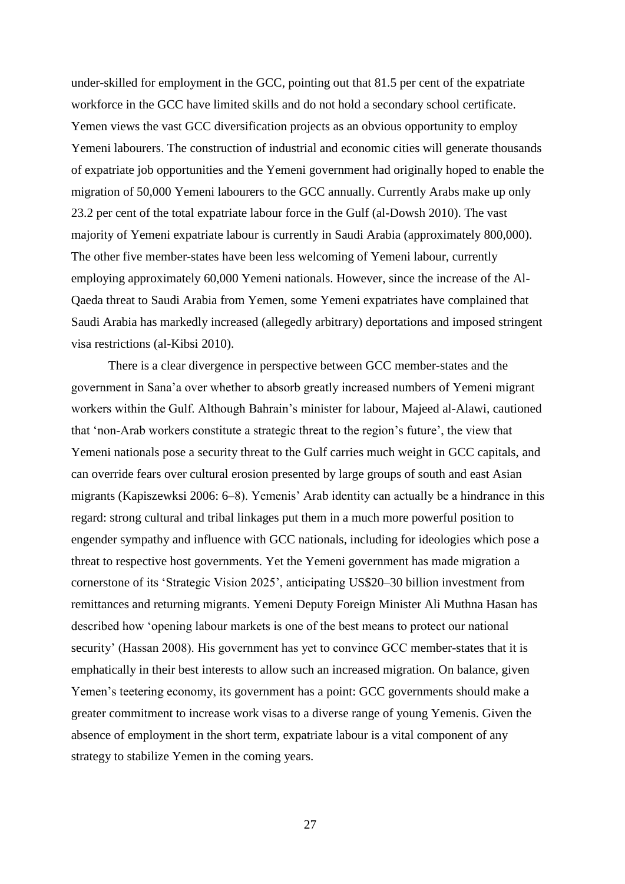under-skilled for employment in the GCC, pointing out that 81.5 per cent of the expatriate workforce in the GCC have limited skills and do not hold a secondary school certificate. Yemen views the vast GCC diversification projects as an obvious opportunity to employ Yemeni labourers. The construction of industrial and economic cities will generate thousands of expatriate job opportunities and the Yemeni government had originally hoped to enable the migration of 50,000 Yemeni labourers to the GCC annually. Currently Arabs make up only 23.2 per cent of the total expatriate labour force in the Gulf (al-Dowsh 2010). The vast majority of Yemeni expatriate labour is currently in Saudi Arabia (approximately 800,000). The other five member-states have been less welcoming of Yemeni labour, currently employing approximately 60,000 Yemeni nationals. However, since the increase of the Al-Qaeda threat to Saudi Arabia from Yemen, some Yemeni expatriates have complained that Saudi Arabia has markedly increased (allegedly arbitrary) deportations and imposed stringent visa restrictions (al-Kibsi 2010).

There is a clear divergence in perspective between GCC member-states and the government in Sana'a over whether to absorb greatly increased numbers of Yemeni migrant workers within the Gulf. Although Bahrain's minister for labour, Majeed al-Alawi, cautioned that 'non-Arab workers constitute a strategic threat to the region's future', the view that Yemeni nationals pose a security threat to the Gulf carries much weight in GCC capitals, and can override fears over cultural erosion presented by large groups of south and east Asian migrants (Kapiszewksi 2006: 6–8). Yemenis' Arab identity can actually be a hindrance in this regard: strong cultural and tribal linkages put them in a much more powerful position to engender sympathy and influence with GCC nationals, including for ideologies which pose a threat to respective host governments. Yet the Yemeni government has made migration a cornerstone of its 'Strategic Vision 2025', anticipating US$20–30 billion investment from remittances and returning migrants. Yemeni Deputy Foreign Minister Ali Muthna Hasan has described how 'opening labour markets is one of the best means to protect our national security' (Hassan 2008). His government has yet to convince GCC member-states that it is emphatically in their best interests to allow such an increased migration. On balance, given Yemen's teetering economy, its government has a point: GCC governments should make a greater commitment to increase work visas to a diverse range of young Yemenis. Given the absence of employment in the short term, expatriate labour is a vital component of any strategy to stabilize Yemen in the coming years.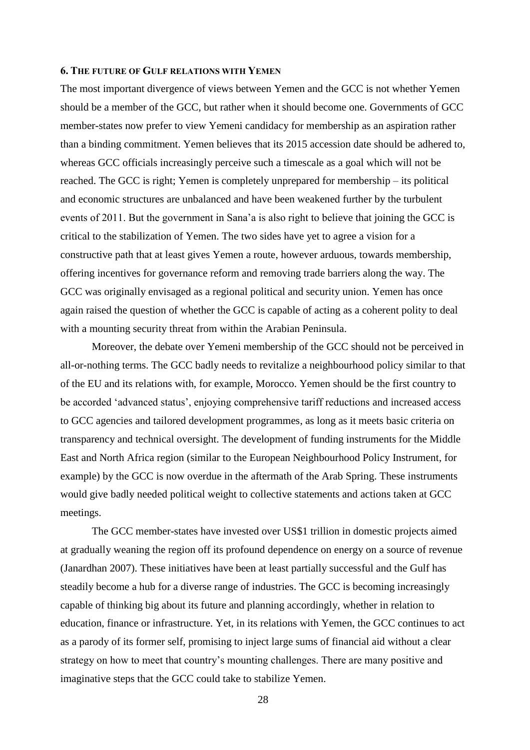## 6. The future of Gulf relations with Yemen

The most important divergence of views between Yemen and the GCC is not whether Yemen should be a member of the GCC, but rather when it should become one. Governments of GCC member-states now prefer to view Yemeni candidacy for membership as an aspiration rather than a binding commitment. Yemen believes that its 2015 accession date should be adhered to, whereas GCC officials increasingly perceive such a timescale as a goal which will not be reached. The GCC is right; Yemen is completely unprepared for membership – its political and economic structures are unbalanced and have been weakened further by the turbulent events of 2011. But the government in Sana'a is also right to believe that joining the GCC is critical to the stabilization of Yemen. The two sides have yet to agree a vision for a constructive path that at least gives Yemen a route, however arduous, towards membership, offering incentives for governance reform and removing trade barriers along the way. The GCC was originally envisaged as a regional political and security union. Yemen has once again raised the question of whether the GCC is capable of acting as a coherent polity to deal with a mounting security threat from within the Arabian Peninsula.

Moreover, the debate over Yemeni membership of the GCC should not be perceived in all-or-nothing terms. The GCC badly needs to revitalize a neighbourhood policy similar to that of the EU and its relations with, for example, Morocco. Yemen should be the first country to be accorded 'advanced status', enjoying comprehensive tariff reductions and increased access to GCC agencies and tailored development programmes, as long as it meets basic criteria on transparency and technical oversight. The development of funding instruments for the Middle East and North Africa region (similar to the European Neighbourhood Policy Instrument, for example) by the GCC is now overdue in the aftermath of the Arab Spring. These instruments would give badly needed political weight to collective statements and actions taken at GCC meetings.

The GCC member-states have invested over US$1 trillion in domestic projects aimed at gradually weaning the region off its profound dependence on energy on a source of revenue (Janardhan 2007). These initiatives have been at least partially successful and the Gulf has steadily become a hub for a diverse range of industries. The GCC is becoming increasingly capable of thinking big about its future and planning accordingly, whether in relation to education, finance or infrastructure. Yet, in its relations with Yemen, the GCC continues to act as a parody of its former self, promising to inject large sums of financial aid without a clear strategy on how to meet that country's mounting challenges. There are many positive and imaginative steps that the GCC could take to stabilize Yemen.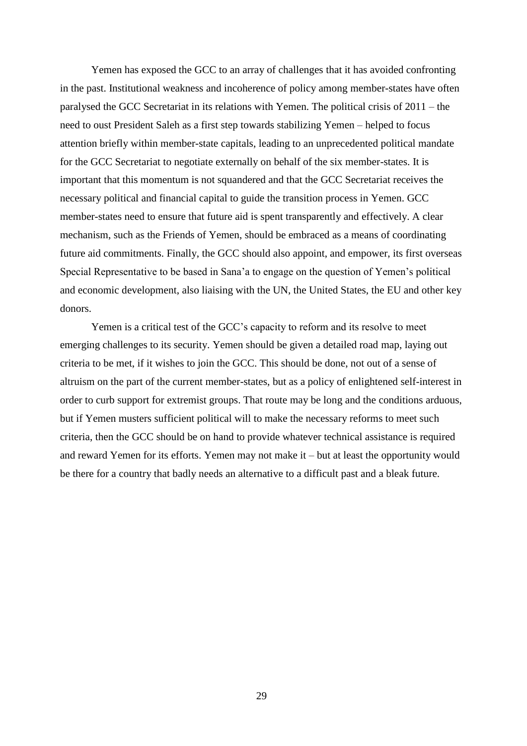Yemen has exposed the GCC to an array of challenges that it has avoided confronting in the past. Institutional weakness and incoherence of policy among member-states have often paralysed the GCC Secretariat in its relations with Yemen. The political crisis of 2011 – the need to oust President Saleh as a first step towards stabilizing Yemen – helped to focus attention briefly within member-state capitals, leading to an unprecedented political mandate for the GCC Secretariat to negotiate externally on behalf of the six member-states. It is important that this momentum is not squandered and that the GCC Secretariat receives the necessary political and financial capital to guide the transition process in Yemen. GCC member-states need to ensure that future aid is spent transparently and effectively. A clear mechanism, such as the Friends of Yemen, should be embraced as a means of coordinating future aid commitments. Finally, the GCC should also appoint, and empower, its first overseas Special Representative to be based in Sana'a to engage on the question of Yemen's political and economic development, also liaising with the UN, the United States, the EU and other key donors.

Yemen is a critical test of the GCC's capacity to reform and its resolve to meet emerging challenges to its security. Yemen should be given a detailed road map, laying out criteria to be met, if it wishes to join the GCC. This should be done, not out of a sense of altruism on the part of the current member-states, but as a policy of enlightened self-interest in order to curb support for extremist groups. That route may be long and the conditions arduous, but if Yemen musters sufficient political will to make the necessary reforms to meet such criteria, then the GCC should be on hand to provide whatever technical assistance is required and reward Yemen for its efforts. Yemen may not make it – but at least the opportunity would be there for a country that badly needs an alternative to a difficult past and a bleak future.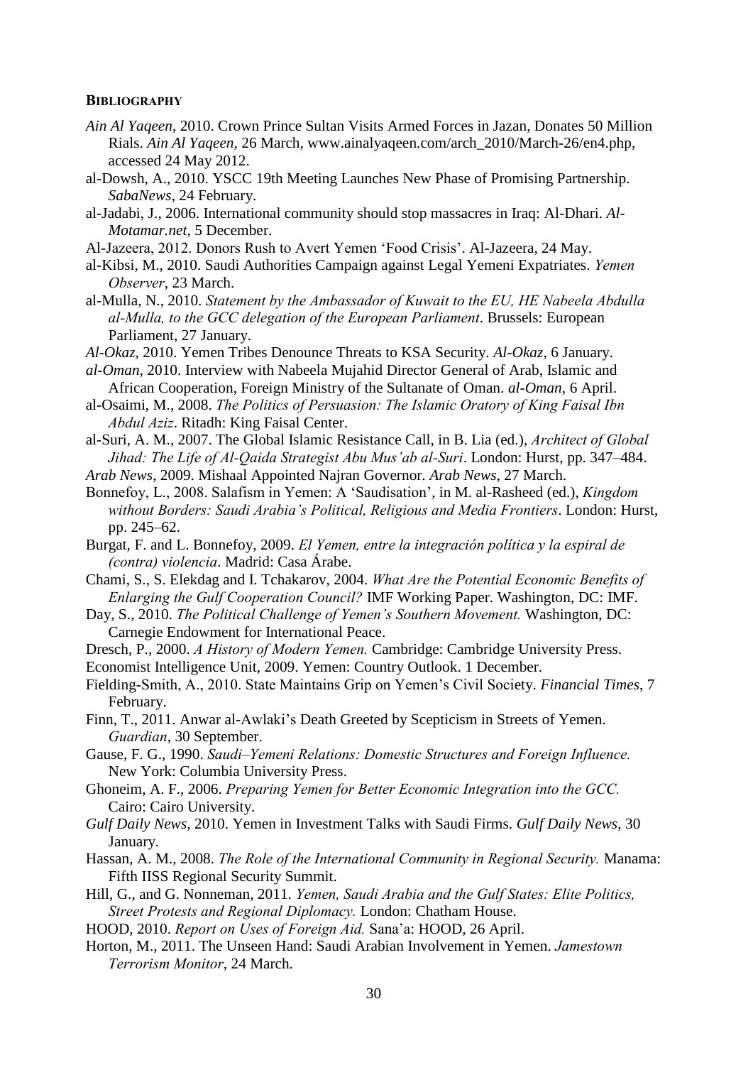## BIBLIOGRAPHY

*Ain Al Yaqeen*, 2010. Crown Prince Sultan Visits Armed Forces in Jazan, Donates 50 Million Rials. *Ain Al Yaqeen*, 26 March, www.ainalyaqeen.com/arch_2010/March-26/en4.php, accessed 24 May 2012.

al-Dowsh, A., 2010. YSCC 19th Meeting Launches New Phase of Promising Partnership. *SabaNews*, 24 February.

al-Jadabi, J., 2006. International community should stop massacres in Iraq: Al-Dhari. *Al-Motamar.net*, 5 December.

Al-Jazeera, 2012. Donors Rush to Avert Yemen 'Food Crisis'. Al-Jazeera, 24 May.

al-Kibsi, M., 2010. Saudi Authorities Campaign against Legal Yemeni Expatriates. *Yemen Observer*, 23 March.

al-Mulla, N., 2010. *Statement by the Ambassador of Kuwait to the EU, HE Nabeela Abdulla al-Mulla, to the GCC delegation of the European Parliament*. Brussels: European Parliament, 27 January.

*Al-Okaz*, 2010. Yemen Tribes Denounce Threats to KSA Security. *Al-Okaz*, 6 January.

*al-Oman*, 2010. Interview with Nabeela Mujahid Director General of Arab, Islamic and African Cooperation, Foreign Ministry of the Sultanate of Oman. *al-Oman*, 6 April.

al-Osaimi, M., 2008. *The Politics of Persuasion: The Islamic Oratory of King Faisal Ibn Abdul Aziz*. Ritadh: King Faisal Center.

al-Suri, A. M., 2007. The Global Islamic Resistance Call, in B. Lia (ed.), *Architect of Global Jihad: The Life of Al-Qaida Strategist Abu Mus'ab al-Suri*. London: Hurst, pp. 347–484.

*Arab News*, 2009. Mishaal Appointed Najran Governor. *Arab News*, 27 March.

Bonnefoy, L., 2008. Salafism in Yemen: A 'Saudisation', in M. al-Rasheed (ed.), *Kingdom without Borders: Saudi Arabia's Political, Religious and Media Frontiers*. London: Hurst, pp. 245–62.

Burgat, F. and L. Bonnefoy, 2009. *El Yemen, entre la integración política y la espiral de (contra) violencia*. Madrid: Casa Árabe.

Chami, S., S. Elekdag and I. Tchakarov, 2004. *What Are the Potential Economic Benefits of Enlarging the Gulf Cooperation Council?* IMF Working Paper. Washington, DC: IMF.

Day, S., 2010. *The Political Challenge of Yemen's Southern Movement.* Washington, DC: Carnegie Endowment for International Peace.

Dresch, P., 2000. *A History of Modern Yemen.* Cambridge: Cambridge University Press.

Economist Intelligence Unit, 2009. Yemen: Country Outlook. 1 December.

Fielding-Smith, A., 2010. State Maintains Grip on Yemen's Civil Society. *Financial Times*, 7 February.

Finn, T., 2011. Anwar al-Awlaki's Death Greeted by Scepticism in Streets of Yemen. *Guardian*, 30 September.

Gause, F. G., 1990. *Saudi–Yemeni Relations: Domestic Structures and Foreign Influence.* New York: Columbia University Press.

Ghoneim, A. F., 2006. *Preparing Yemen for Better Economic Integration into the GCC.* Cairo: Cairo University.

*Gulf Daily News*, 2010. Yemen in Investment Talks with Saudi Firms. *Gulf Daily News*, 30 January.

Hassan, A. M., 2008. *The Role of the International Community in Regional Security.* Manama: Fifth IISS Regional Security Summit.

Hill, G., and G. Nonneman, 2011. *Yemen, Saudi Arabia and the Gulf States: Elite Politics, Street Protests and Regional Diplomacy.* London: Chatham House.

HOOD, 2010. *Report on Uses of Foreign Aid.* Sana'a: HOOD, 26 April.

Horton, M., 2011. The Unseen Hand: Saudi Arabian Involvement in Yemen. *Jamestown Terrorism Monitor*, 24 March.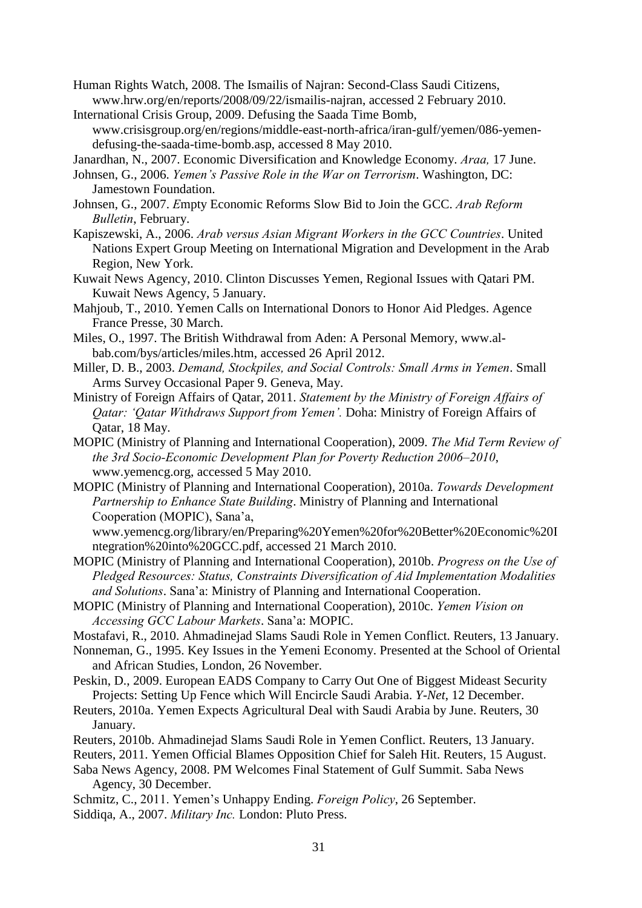Human Rights Watch, 2008. The Ismailis of Najran: Second-Class Saudi Citizens, www.hrw.org/en/reports/2008/09/22/ismailis-najran, accessed 2 February 2010.

International Crisis Group, 2009. Defusing the Saada Time Bomb, www.crisisgroup.org/en/regions/middle-east-north-africa/iran-gulf/yemen/086-yemen-defusing-the-saada-time-bomb.asp, accessed 8 May 2010.

Janardhan, N., 2007. Economic Diversification and Knowledge Economy. *Araa,* 17 June.

Johnsen, G., 2006. *Yemen's Passive Role in the War on Terrorism*. Washington, DC: Jamestown Foundation.

Johnsen, G., 2007. *E*mpty Economic Reforms Slow Bid to Join the GCC. *Arab Reform Bulletin*, February.

Kapiszewski, A., 2006. *Arab versus Asian Migrant Workers in the GCC Countries*. United Nations Expert Group Meeting on International Migration and Development in the Arab Region, New York.

Kuwait News Agency, 2010. Clinton Discusses Yemen, Regional Issues with Qatari PM. Kuwait News Agency, 5 January.

Mahjoub, T., 2010. Yemen Calls on International Donors to Honor Aid Pledges. Agence France Presse, 30 March.

Miles, O., 1997. The British Withdrawal from Aden: A Personal Memory, www.al-bab.com/bys/articles/miles.htm, accessed 26 April 2012.

Miller, D. B., 2003. *Demand, Stockpiles, and Social Controls: Small Arms in Yemen*. Small Arms Survey Occasional Paper 9. Geneva, May.

Ministry of Foreign Affairs of Qatar, 2011. *Statement by the Ministry of Foreign Affairs of Qatar: 'Qatar Withdraws Support from Yemen'.* Doha: Ministry of Foreign Affairs of Qatar, 18 May.

MOPIC (Ministry of Planning and International Cooperation), 2009. *The Mid Term Review of the 3rd Socio-Economic Development Plan for Poverty Reduction 2006–2010*, www.yemencg.org, accessed 5 May 2010.

MOPIC (Ministry of Planning and International Cooperation), 2010a. *Towards Development Partnership to Enhance State Building*. Ministry of Planning and International Cooperation (MOPIC), Sana'a, www.yemencg.org/library/en/Preparing%20Yemen%20for%20Better%20Economic%20Integration%20into%20GCC.pdf, accessed 21 March 2010.

MOPIC (Ministry of Planning and International Cooperation), 2010b. *Progress on the Use of Pledged Resources: Status, Constraints Diversification of Aid Implementation Modalities and Solutions*. Sana'a: Ministry of Planning and International Cooperation.

MOPIC (Ministry of Planning and International Cooperation), 2010c. *Yemen Vision on Accessing GCC Labour Markets*. Sana'a: MOPIC.

Mostafavi, R., 2010. Ahmadinejad Slams Saudi Role in Yemen Conflict. Reuters, 13 January.

Nonneman, G., 1995. Key Issues in the Yemeni Economy. Presented at the School of Oriental and African Studies, London, 26 November.

Peskin, D., 2009. European EADS Company to Carry Out One of Biggest Mideast Security Projects: Setting Up Fence which Will Encircle Saudi Arabia. *Y-Net*, 12 December.

Reuters, 2010a. Yemen Expects Agricultural Deal with Saudi Arabia by June. Reuters, 30 January.

Reuters, 2010b. Ahmadinejad Slams Saudi Role in Yemen Conflict. Reuters, 13 January.

Reuters, 2011. Yemen Official Blames Opposition Chief for Saleh Hit. Reuters, 15 August.

Saba News Agency, 2008. PM Welcomes Final Statement of Gulf Summit. Saba News Agency, 30 December.

Schmitz, C., 2011. Yemen's Unhappy Ending. *Foreign Policy*, 26 September.

Siddiqa, A., 2007. *Military Inc.* London: Pluto Press.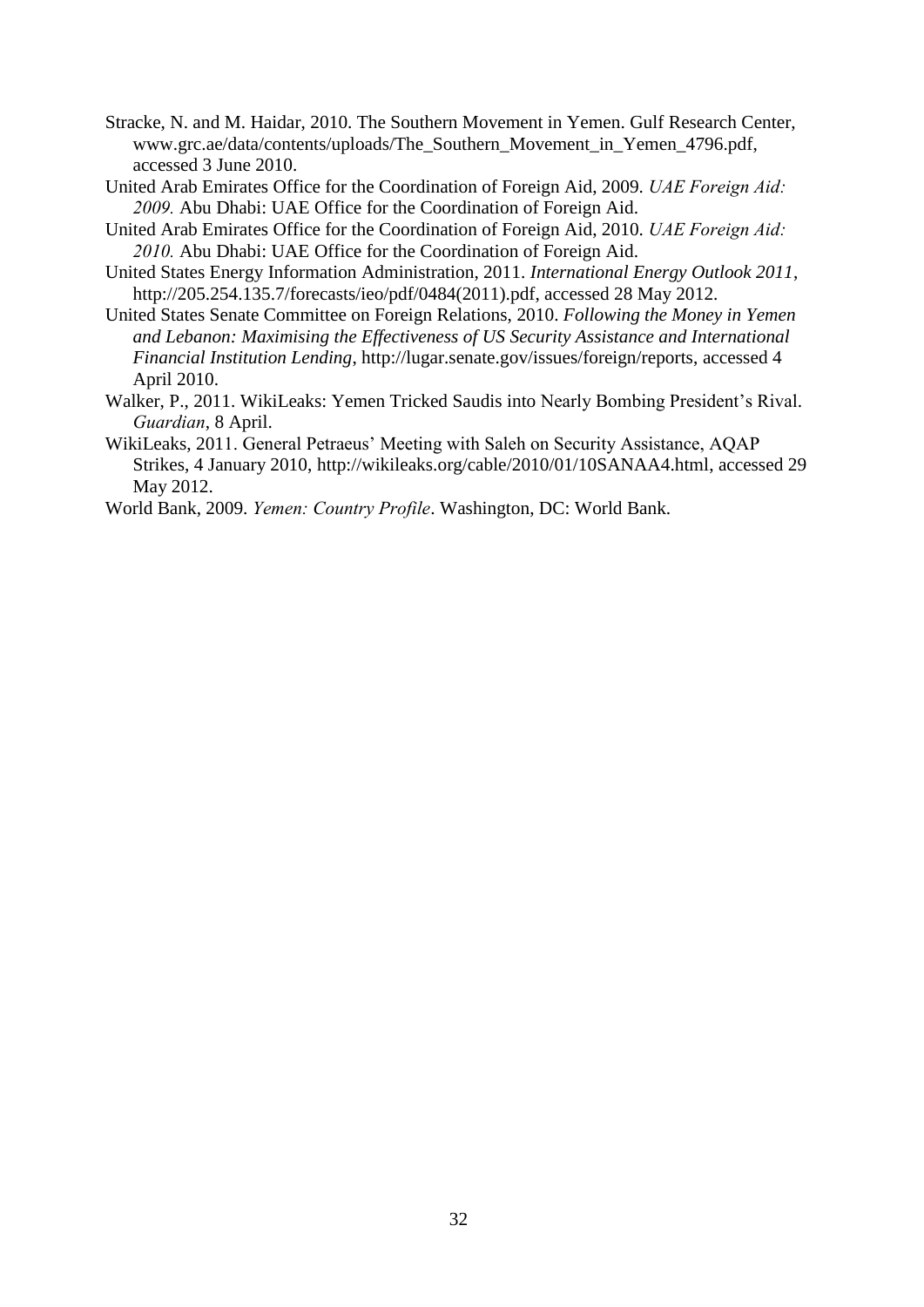Stracke, N. and M. Haidar, 2010. The Southern Movement in Yemen. Gulf Research Center, www.grc.ae/data/contents/uploads/The_Southern_Movement_in_Yemen_4796.pdf, accessed 3 June 2010.

United Arab Emirates Office for the Coordination of Foreign Aid, 2009. *UAE Foreign Aid: 2009.* Abu Dhabi: UAE Office for the Coordination of Foreign Aid.

United Arab Emirates Office for the Coordination of Foreign Aid, 2010. *UAE Foreign Aid: 2010.* Abu Dhabi: UAE Office for the Coordination of Foreign Aid.

United States Energy Information Administration, 2011. *International Energy Outlook 2011*, http://205.254.135.7/forecasts/ieo/pdf/0484(2011).pdf, accessed 28 May 2012.

United States Senate Committee on Foreign Relations, 2010. *Following the Money in Yemen and Lebanon: Maximising the Effectiveness of US Security Assistance and International Financial Institution Lending*, http://lugar.senate.gov/issues/foreign/reports, accessed 4 April 2010.

Walker, P., 2011. WikiLeaks: Yemen Tricked Saudis into Nearly Bombing President's Rival. *Guardian*, 8 April.

WikiLeaks, 2011. General Petraeus' Meeting with Saleh on Security Assistance, AQAP Strikes, 4 January 2010, http://wikileaks.org/cable/2010/01/10SANAA4.html, accessed 29 May 2012.

World Bank, 2009. *Yemen: Country Profile*. Washington, DC: World Bank.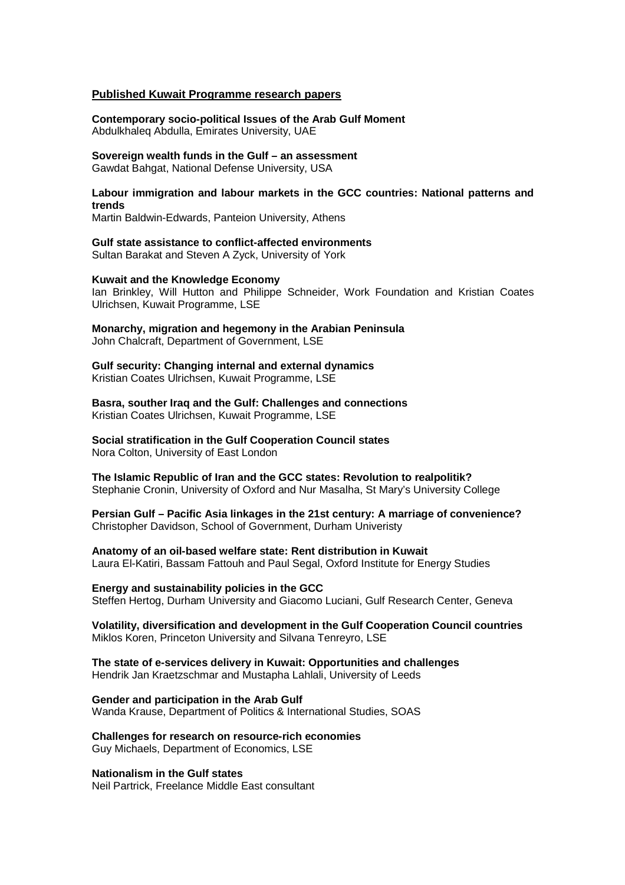**Published Kuwait Programme research papers**

**Contemporary socio-political Issues of the Arab Gulf Moment**
Abdulkhaleq Abdulla, Emirates University, UAE

**Sovereign wealth funds in the Gulf – an assessment**
Gawdat Bahgat, National Defense University, USA

**Labour immigration and labour markets in the GCC countries: National patterns and trends**
Martin Baldwin-Edwards, Panteion University, Athens

**Gulf state assistance to conflict-affected environments**
Sultan Barakat and Steven A Zyck, University of York

**Kuwait and the Knowledge Economy**
Ian Brinkley, Will Hutton and Philippe Schneider, Work Foundation and Kristian Coates Ulrichsen, Kuwait Programme, LSE

**Monarchy, migration and hegemony in the Arabian Peninsula**
John Chalcraft, Department of Government, LSE

**Gulf security: Changing internal and external dynamics**
Kristian Coates Ulrichsen, Kuwait Programme, LSE

**Basra, souther Iraq and the Gulf: Challenges and connections**
Kristian Coates Ulrichsen, Kuwait Programme, LSE

**Social stratification in the Gulf Cooperation Council states**
Nora Colton, University of East London

**The Islamic Republic of Iran and the GCC states: Revolution to realpolitik?**
Stephanie Cronin, University of Oxford and Nur Masalha, St Mary's University College

**Persian Gulf – Pacific Asia linkages in the 21st century: A marriage of convenience?**
Christopher Davidson, School of Government, Durham Univeristy

**Anatomy of an oil-based welfare state: Rent distribution in Kuwait**
Laura El-Katiri, Bassam Fattouh and Paul Segal, Oxford Institute for Energy Studies

**Energy and sustainability policies in the GCC**
Steffen Hertog, Durham University and Giacomo Luciani, Gulf Research Center, Geneva

**Volatility, diversification and development in the Gulf Cooperation Council countries**
Miklos Koren, Princeton University and Silvana Tenreyro, LSE

**The state of e-services delivery in Kuwait: Opportunities and challenges**
Hendrik Jan Kraetzschmar and Mustapha Lahlali, University of Leeds

**Gender and participation in the Arab Gulf**
Wanda Krause, Department of Politics & International Studies, SOAS

**Challenges for research on resource-rich economies**
Guy Michaels, Department of Economics, LSE

**Nationalism in the Gulf states**
Neil Partrick, Freelance Middle East consultant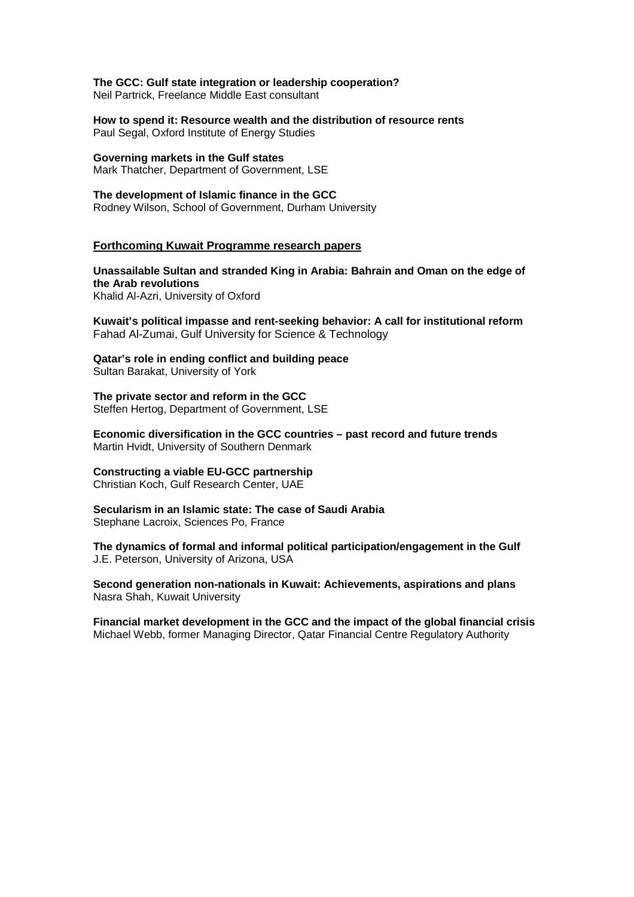**The GCC: Gulf state integration or leadership cooperation?**
Neil Partrick, Freelance Middle East consultant

**How to spend it: Resource wealth and the distribution of resource rents**
Paul Segal, Oxford Institute of Energy Studies

**Governing markets in the Gulf states**
Mark Thatcher, Department of Government, LSE

**The development of Islamic finance in the GCC**
Rodney Wilson, School of Government, Durham University

## Forthcoming Kuwait Programme research papers

**Unassailable Sultan and stranded King in Arabia: Bahrain and Oman on the edge of the Arab revolutions**
Khalid Al-Azri, University of Oxford

**Kuwait's political impasse and rent-seeking behavior: A call for institutional reform**
Fahad Al-Zumai, Gulf University for Science & Technology

**Qatar's role in ending conflict and building peace**
Sultan Barakat, University of York

**The private sector and reform in the GCC**
Steffen Hertog, Department of Government, LSE

**Economic diversification in the GCC countries – past record and future trends**
Martin Hvidt, University of Southern Denmark

**Constructing a viable EU-GCC partnership**
Christian Koch, Gulf Research Center, UAE

**Secularism in an Islamic state: The case of Saudi Arabia**
Stephane Lacroix, Sciences Po, France

**The dynamics of formal and informal political participation/engagement in the Gulf**
J.E. Peterson, University of Arizona, USA

**Second generation non-nationals in Kuwait: Achievements, aspirations and plans**
Nasra Shah, Kuwait University

**Financial market development in the GCC and the impact of the global financial crisis**
Michael Webb, former Managing Director, Qatar Financial Centre Regulatory Authority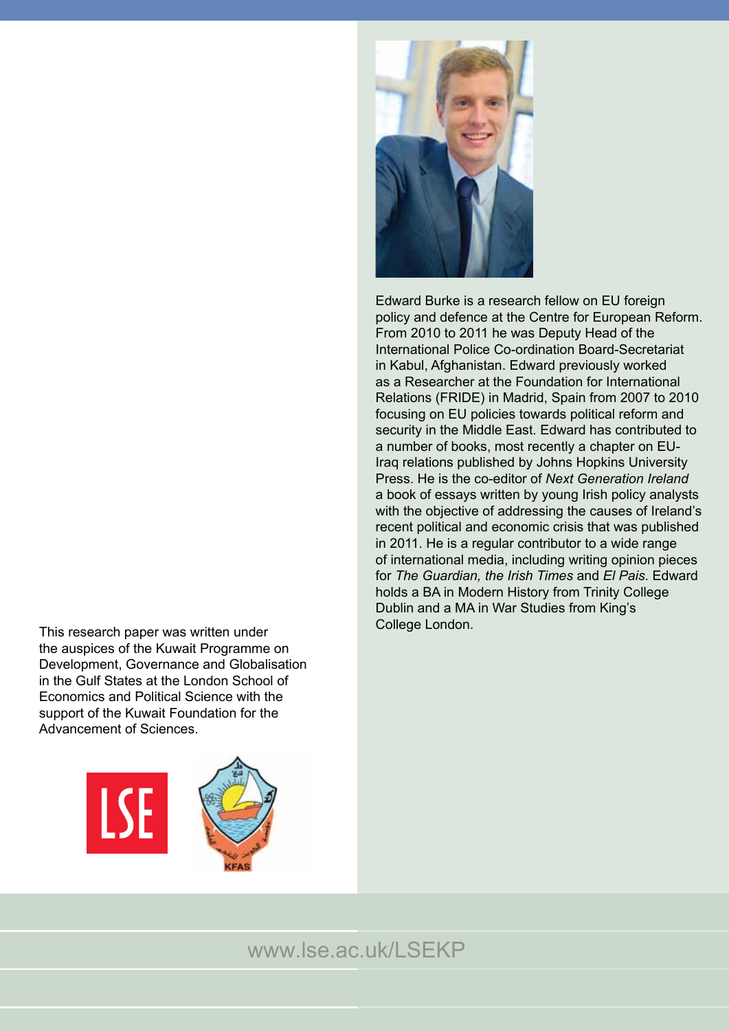Edward Burke is a research fellow on EU foreign policy and defence at the Centre for European Reform. From 2010 to 2011 he was Deputy Head of the International Police Co-ordination Board-Secretariat in Kabul, Afghanistan. Edward previously worked as a Researcher at the Foundation for International Relations (FRIDE) in Madrid, Spain from 2007 to 2010 focusing on EU policies towards political reform and security in the Middle East. Edward has contributed to a number of books, most recently a chapter on EU-Iraq relations published by Johns Hopkins University Press. He is the co-editor of *Next Generation Ireland* a book of essays written by young Irish policy analysts with the objective of addressing the causes of Ireland's recent political and economic crisis that was published in 2011. He is a regular contributor to a wide range of international media, including writing opinion pieces for *The Guardian, the Irish Times* and *El Pais*. Edward holds a BA in Modern History from Trinity College Dublin and a MA in War Studies from King's College London.

This research paper was written under the auspices of the Kuwait Programme on Development, Governance and Globalisation in the Gulf States at the London School of Economics and Political Science with the support of the Kuwait Foundation for the Advancement of Sciences.

LSE

KFAS

www.lse.ac.uk/LSEKP